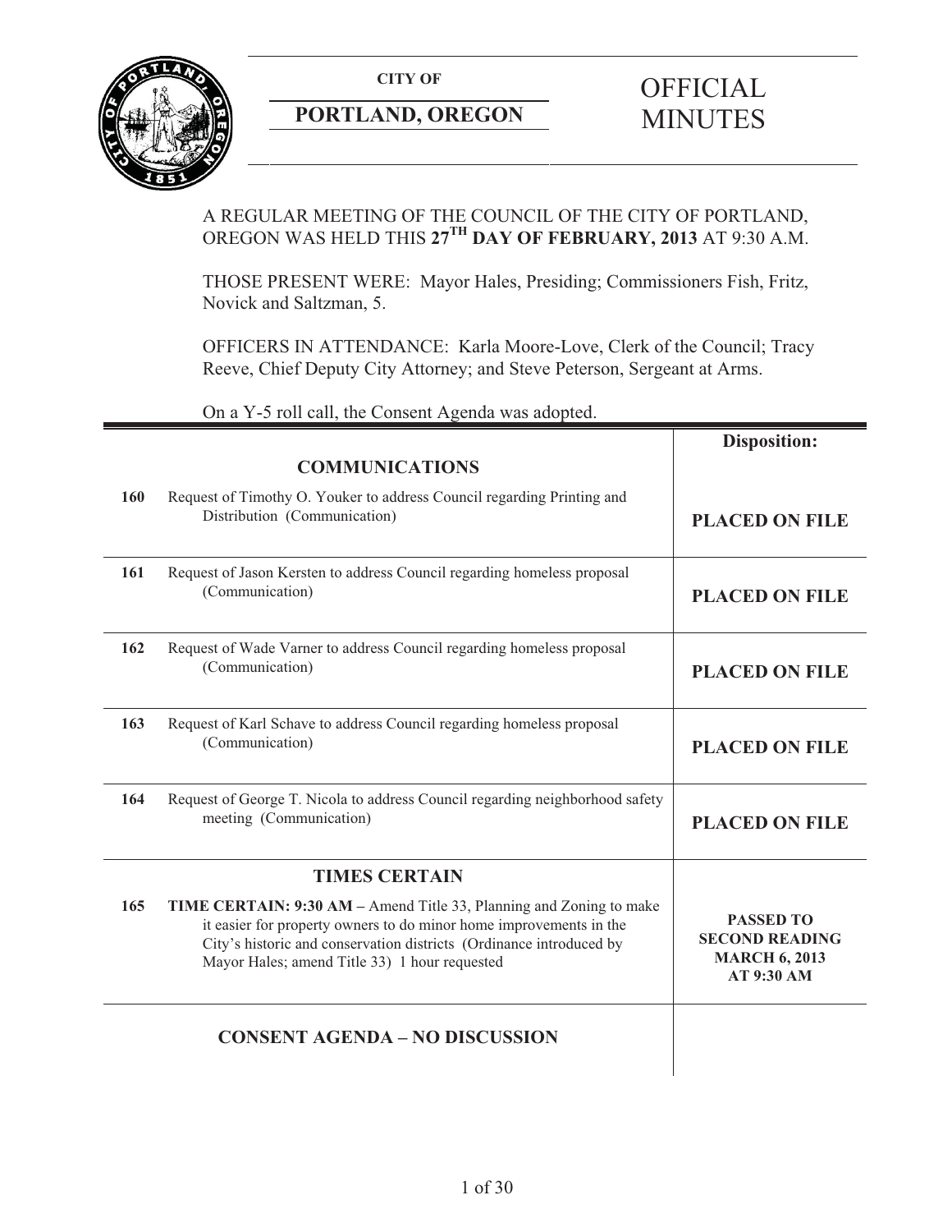**CITY OF**

**PORTLAND, OREGON**

# OFFICIAL MINUTES

A REGULAR MEETING OF THE COUNCIL OF THE CITY OF PORTLAND, OREGON WAS HELD THIS **27TH DAY OF FEBRUARY, 2013** AT 9:30 A.M.

THOSE PRESENT WERE: Mayor Hales, Presiding; Commissioners Fish, Fritz, Novick and Saltzman, 5.

OFFICERS IN ATTENDANCE: Karla Moore-Love, Clerk of the Council; Tracy Reeve, Chief Deputy City Attorney; and Steve Peterson, Sergeant at Arms.

On a Y-5 roll call, the Consent Agenda was adopted.

| | | **Disposition:** |
|---|---|---|
| | **COMMUNICATIONS** | |
| **160** | Request of Timothy O. Youker to address Council regarding Printing and Distribution (Communication) | **PLACED ON FILE** |
| **161** | Request of Jason Kersten to address Council regarding homeless proposal (Communication) | **PLACED ON FILE** |
| **162** | Request of Wade Varner to address Council regarding homeless proposal (Communication) | **PLACED ON FILE** |
| **163** | Request of Karl Schave to address Council regarding homeless proposal (Communication) | **PLACED ON FILE** |
| **164** | Request of George T. Nicola to address Council regarding neighborhood safety meeting (Communication) | **PLACED ON FILE** |
| | **TIMES CERTAIN** | |
| **165** | **TIME CERTAIN: 9:30 AM –** Amend Title 33, Planning and Zoning to make it easier for property owners to do minor home improvements in the City's historic and conservation districts (Ordinance introduced by Mayor Hales; amend Title 33) 1 hour requested | **PASSED TO SECOND READING MARCH 6, 2013 AT 9:30 AM** |
| | **CONSENT AGENDA – NO DISCUSSION** | |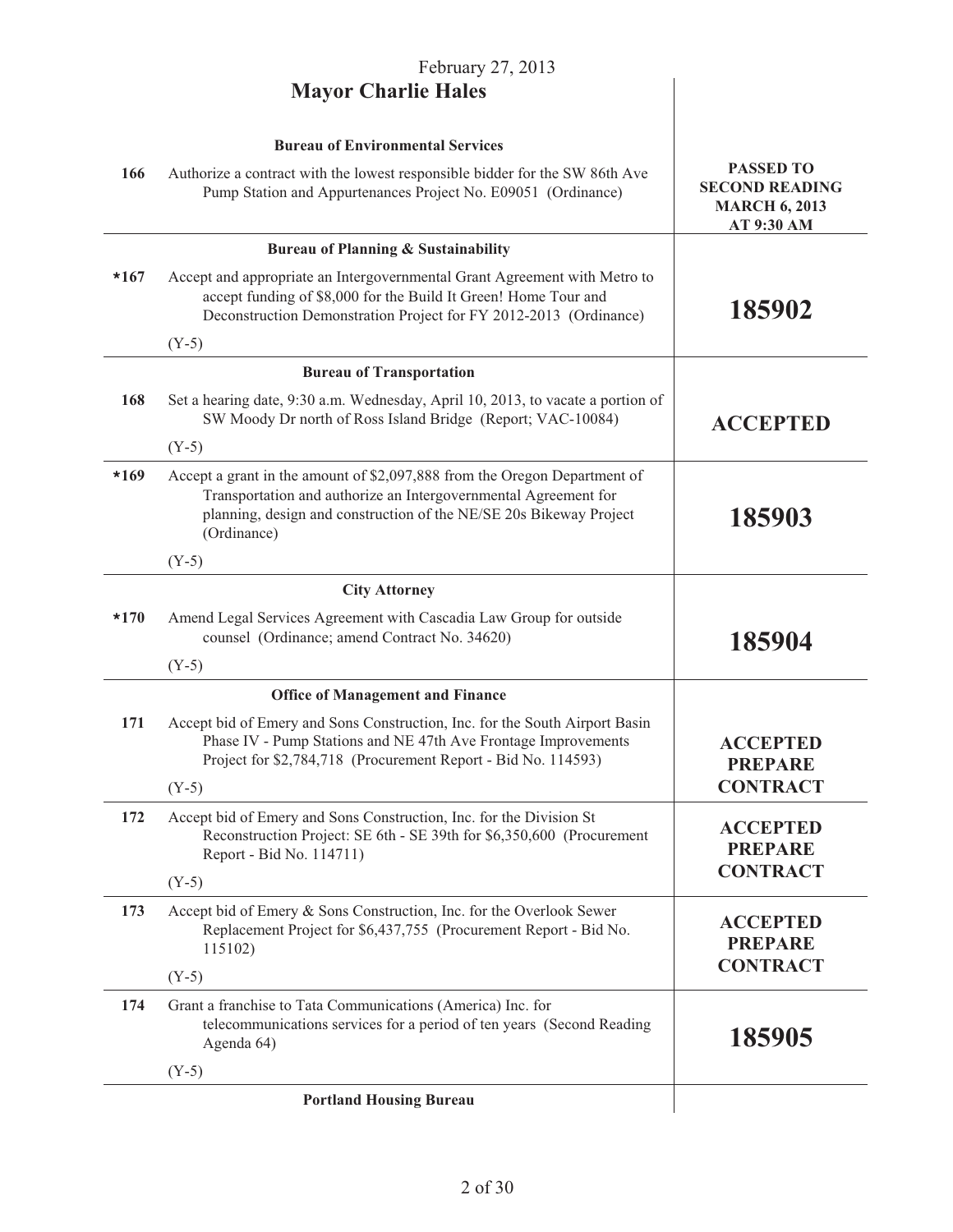February 27, 2013

## Mayor Charlie Hales

| | | |
|---|---|---|
| | **Bureau of Environmental Services** | |
| **166** | Authorize a contract with the lowest responsible bidder for the SW 86th Ave Pump Station and Appurtenances Project No. E09051 (Ordinance) | **PASSED TO SECOND READING MARCH 6, 2013 AT 9:30 AM** |
| | **Bureau of Planning & Sustainability** | |
| **\*167** | Accept and appropriate an Intergovernmental Grant Agreement with Metro to accept funding of $8,000 for the Build It Green! Home Tour and Deconstruction Demonstration Project for FY 2012-2013 (Ordinance) (Y-5) | **185902** |
| | **Bureau of Transportation** | |
| **168** | Set a hearing date, 9:30 a.m. Wednesday, April 10, 2013, to vacate a portion of SW Moody Dr north of Ross Island Bridge (Report; VAC-10084) (Y-5) | **ACCEPTED** |
| **\*169** | Accept a grant in the amount of $2,097,888 from the Oregon Department of Transportation and authorize an Intergovernmental Agreement for planning, design and construction of the NE/SE 20s Bikeway Project (Ordinance) (Y-5) | **185903** |
| | **City Attorney** | |
| **\*170** | Amend Legal Services Agreement with Cascadia Law Group for outside counsel (Ordinance; amend Contract No. 34620) (Y-5) | **185904** |
| | **Office of Management and Finance** | |
| **171** | Accept bid of Emery and Sons Construction, Inc. for the South Airport Basin Phase IV - Pump Stations and NE 47th Ave Frontage Improvements Project for $2,784,718 (Procurement Report - Bid No. 114593) (Y-5) | **ACCEPTED PREPARE CONTRACT** |
| **172** | Accept bid of Emery and Sons Construction, Inc. for the Division St Reconstruction Project: SE 6th - SE 39th for $6,350,600 (Procurement Report - Bid No. 114711) (Y-5) | **ACCEPTED PREPARE CONTRACT** |
| **173** | Accept bid of Emery & Sons Construction, Inc. for the Overlook Sewer Replacement Project for $6,437,755 (Procurement Report - Bid No. 115102) (Y-5) | **ACCEPTED PREPARE CONTRACT** |
| **174** | Grant a franchise to Tata Communications (America) Inc. for telecommunications services for a period of ten years (Second Reading Agenda 64) (Y-5) | **185905** |
| | **Portland Housing Bureau** | |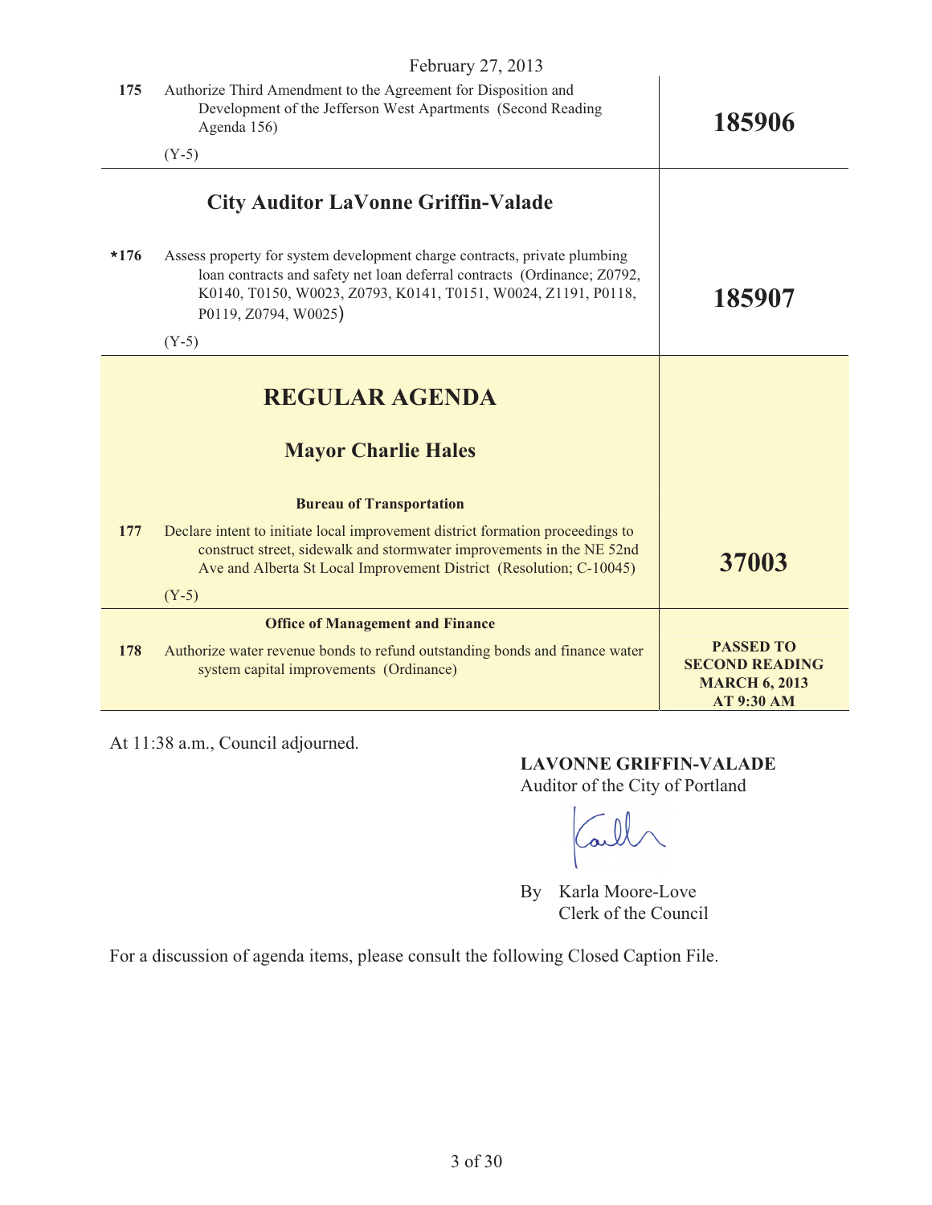February 27, 2013

| | | |
|---|---|---|
| 175 | Authorize Third Amendment to the Agreement for Disposition and Development of the Jefferson West Apartments (Second Reading Agenda 156)<br><br>(Y-5) | **185906** |
| | **City Auditor LaVonne Griffin-Valade** | |
| *176 | Assess property for system development charge contracts, private plumbing loan contracts and safety net loan deferral contracts (Ordinance; Z0792, K0140, T0150, W0023, Z0793, K0141, T0151, W0024, Z1191, P0118, P0119, Z0794, W0025)<br><br>(Y-5) | **185907** |
| | **REGULAR AGENDA** | |
| | **Mayor Charlie Hales** | |
| | **Bureau of Transportation** | |
| 177 | Declare intent to initiate local improvement district formation proceedings to construct street, sidewalk and stormwater improvements in the NE 52nd Ave and Alberta St Local Improvement District (Resolution; C-10045)<br><br>(Y-5) | **37003** |
| | **Office of Management and Finance** | |
| 178 | Authorize water revenue bonds to refund outstanding bonds and finance water system capital improvements (Ordinance) | **PASSED TO SECOND READING MARCH 6, 2013 AT 9:30 AM** |

At 11:38 a.m., Council adjourned.

**LAVONNE GRIFFIN-VALADE**
Auditor of the City of Portland

By Karla Moore-Love
Clerk of the Council

For a discussion of agenda items, please consult the following Closed Caption File.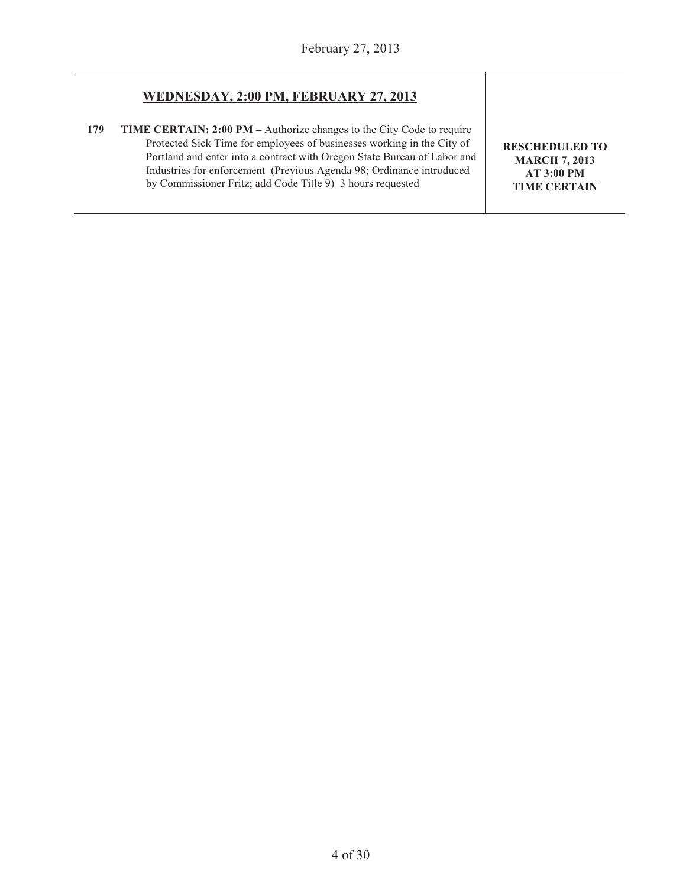## WEDNESDAY, 2:00 PM, FEBRUARY 27, 2013

| | | |
|---|---|---|
| **179** | **TIME CERTAIN: 2:00 PM –** Authorize changes to the City Code to require Protected Sick Time for employees of businesses working in the City of Portland and enter into a contract with Oregon State Bureau of Labor and Industries for enforcement (Previous Agenda 98; Ordinance introduced by Commissioner Fritz; add Code Title 9) 3 hours requested | **RESCHEDULED TO MARCH 7, 2013 AT 3:00 PM TIME CERTAIN** |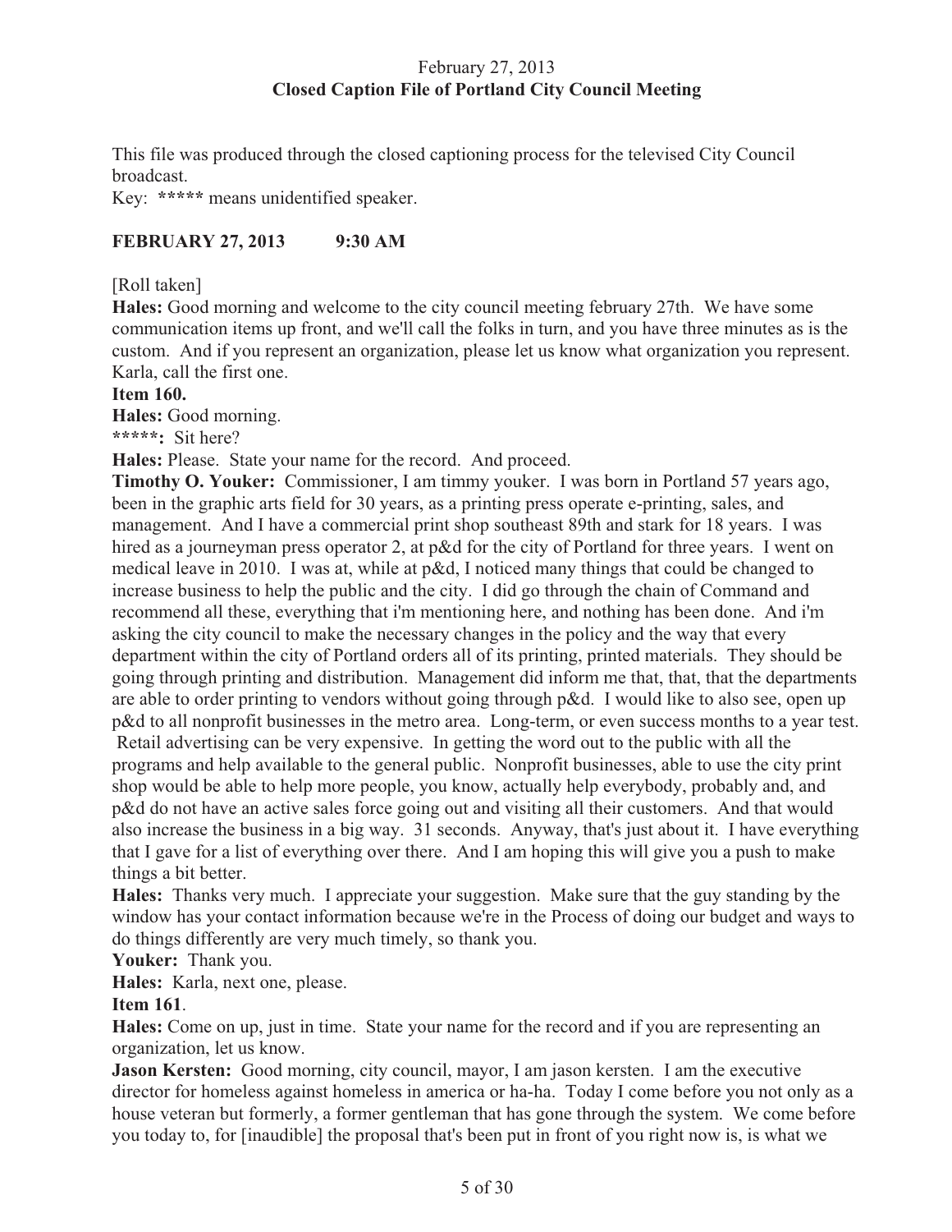February 27, 2013

**Closed Caption File of Portland City Council Meeting**

This file was produced through the closed captioning process for the televised City Council broadcast.

Key: ***** means unidentified speaker.

**FEBRUARY 27, 2013 9:30 AM**

[Roll taken]

**Hales:** Good morning and welcome to the city council meeting february 27th. We have some communication items up front, and we'll call the folks in turn, and you have three minutes as is the custom. And if you represent an organization, please let us know what organization you represent. Karla, call the first one.

**Item 160.**

**Hales:** Good morning.

*****: Sit here?

**Hales:** Please. State your name for the record. And proceed.

**Timothy O. Youker:** Commissioner, I am timmy youker. I was born in Portland 57 years ago, been in the graphic arts field for 30 years, as a printing press operate e-printing, sales, and management. And I have a commercial print shop southeast 89th and stark for 18 years. I was hired as a journeyman press operator 2, at p&d for the city of Portland for three years. I went on medical leave in 2010. I was at, while at p&d, I noticed many things that could be changed to increase business to help the public and the city. I did go through the chain of Command and recommend all these, everything that i'm mentioning here, and nothing has been done. And i'm asking the city council to make the necessary changes in the policy and the way that every department within the city of Portland orders all of its printing, printed materials. They should be going through printing and distribution. Management did inform me that, that, that the departments are able to order printing to vendors without going through p&d. I would like to also see, open up p&d to all nonprofit businesses in the metro area. Long-term, or even success months to a year test. Retail advertising can be very expensive. In getting the word out to the public with all the programs and help available to the general public. Nonprofit businesses, able to use the city print shop would be able to help more people, you know, actually help everybody, probably and, and p&d do not have an active sales force going out and visiting all their customers. And that would also increase the business in a big way. 31 seconds. Anyway, that's just about it. I have everything that I gave for a list of everything over there. And I am hoping this will give you a push to make things a bit better.

**Hales:** Thanks very much. I appreciate your suggestion. Make sure that the guy standing by the window has your contact information because we're in the Process of doing our budget and ways to do things differently are very much timely, so thank you.

**Youker:** Thank you.

**Hales:** Karla, next one, please.

**Item 161**.

**Hales:** Come on up, just in time. State your name for the record and if you are representing an organization, let us know.

**Jason Kersten:** Good morning, city council, mayor, I am jason kersten. I am the executive director for homeless against homeless in america or ha-ha. Today I come before you not only as a house veteran but formerly, a former gentleman that has gone through the system. We come before you today to, for [inaudible] the proposal that's been put in front of you right now is, is what we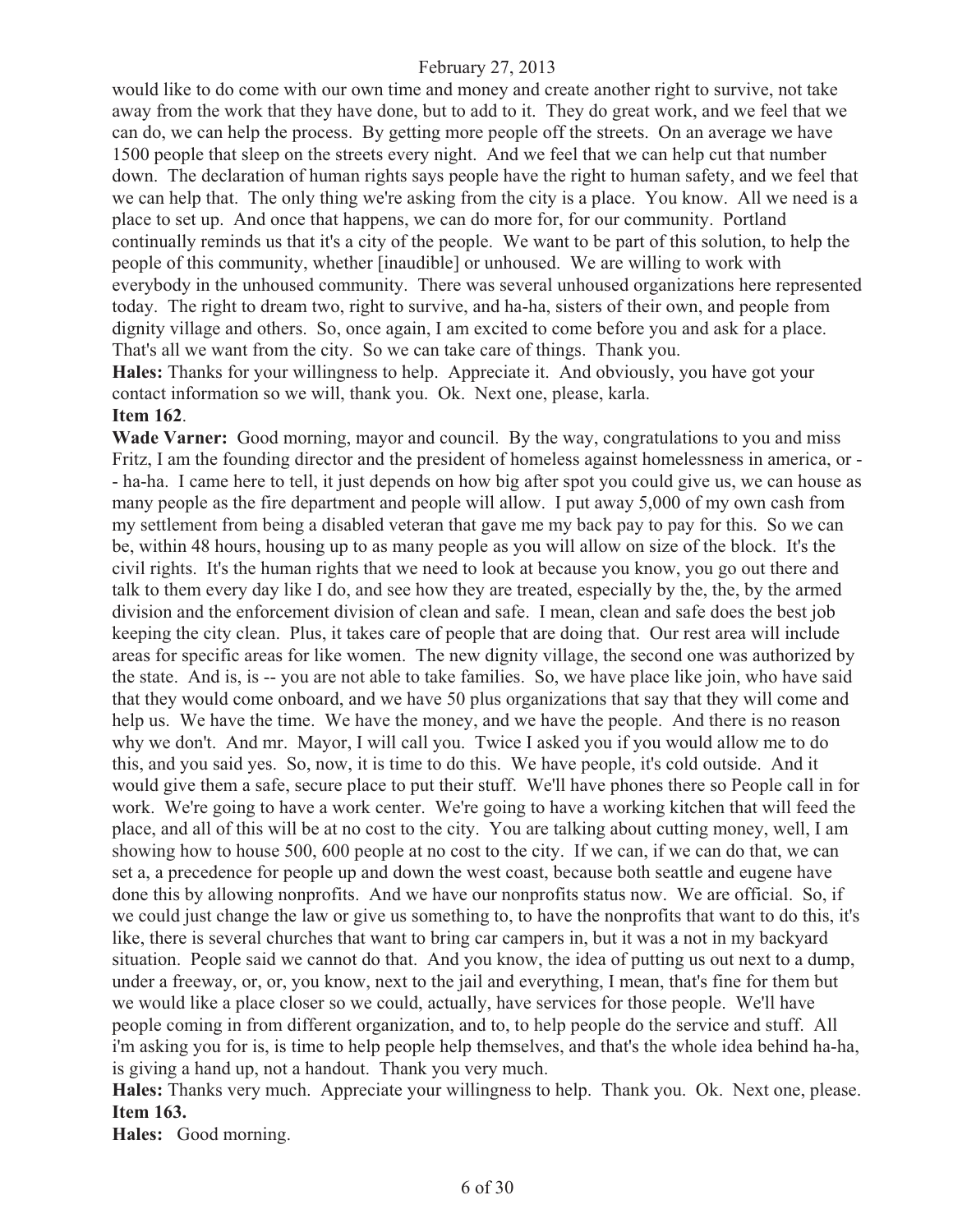would like to do come with our own time and money and create another right to survive, not take away from the work that they have done, but to add to it. They do great work, and we feel that we can do, we can help the process. By getting more people off the streets. On an average we have 1500 people that sleep on the streets every night. And we feel that we can help cut that number down. The declaration of human rights says people have the right to human safety, and we feel that we can help that. The only thing we're asking from the city is a place. You know. All we need is a place to set up. And once that happens, we can do more for, for our community. Portland continually reminds us that it's a city of the people. We want to be part of this solution, to help the people of this community, whether [inaudible] or unhoused. We are willing to work with everybody in the unhoused community. There was several unhoused organizations here represented today. The right to dream two, right to survive, and ha-ha, sisters of their own, and people from dignity village and others. So, once again, I am excited to come before you and ask for a place. That's all we want from the city. So we can take care of things. Thank you.

**Hales:** Thanks for your willingness to help. Appreciate it. And obviously, you have got your contact information so we will, thank you. Ok. Next one, please, karla.

**Item 162**.

**Wade Varner:** Good morning, mayor and council. By the way, congratulations to you and miss Fritz, I am the founding director and the president of homeless against homelessness in america, or -- ha-ha. I came here to tell, it just depends on how big after spot you could give us, we can house as many people as the fire department and people will allow. I put away 5,000 of my own cash from my settlement from being a disabled veteran that gave me my back pay to pay for this. So we can be, within 48 hours, housing up to as many people as you will allow on size of the block. It's the civil rights. It's the human rights that we need to look at because you know, you go out there and talk to them every day like I do, and see how they are treated, especially by the, the, by the armed division and the enforcement division of clean and safe. I mean, clean and safe does the best job keeping the city clean. Plus, it takes care of people that are doing that. Our rest area will include areas for specific areas for like women. The new dignity village, the second one was authorized by the state. And is, is -- you are not able to take families. So, we have place like join, who have said that they would come onboard, and we have 50 plus organizations that say that they will come and help us. We have the time. We have the money, and we have the people. And there is no reason why we don't. And mr. Mayor, I will call you. Twice I asked you if you would allow me to do this, and you said yes. So, now, it is time to do this. We have people, it's cold outside. And it would give them a safe, secure place to put their stuff. We'll have phones there so People call in for work. We're going to have a work center. We're going to have a working kitchen that will feed the place, and all of this will be at no cost to the city. You are talking about cutting money, well, I am showing how to house 500, 600 people at no cost to the city. If we can, if we can do that, we can set a, a precedence for people up and down the west coast, because both seattle and eugene have done this by allowing nonprofits. And we have our nonprofits status now. We are official. So, if we could just change the law or give us something to, to have the nonprofits that want to do this, it's like, there is several churches that want to bring car campers in, but it was a not in my backyard situation. People said we cannot do that. And you know, the idea of putting us out next to a dump, under a freeway, or, or, you know, next to the jail and everything, I mean, that's fine for them but we would like a place closer so we could, actually, have services for those people. We'll have people coming in from different organization, and to, to help people do the service and stuff. All i'm asking you for is, is time to help people help themselves, and that's the whole idea behind ha-ha, is giving a hand up, not a handout. Thank you very much.

**Hales:** Thanks very much. Appreciate your willingness to help. Thank you. Ok. Next one, please.

**Item 163.**

**Hales:** Good morning.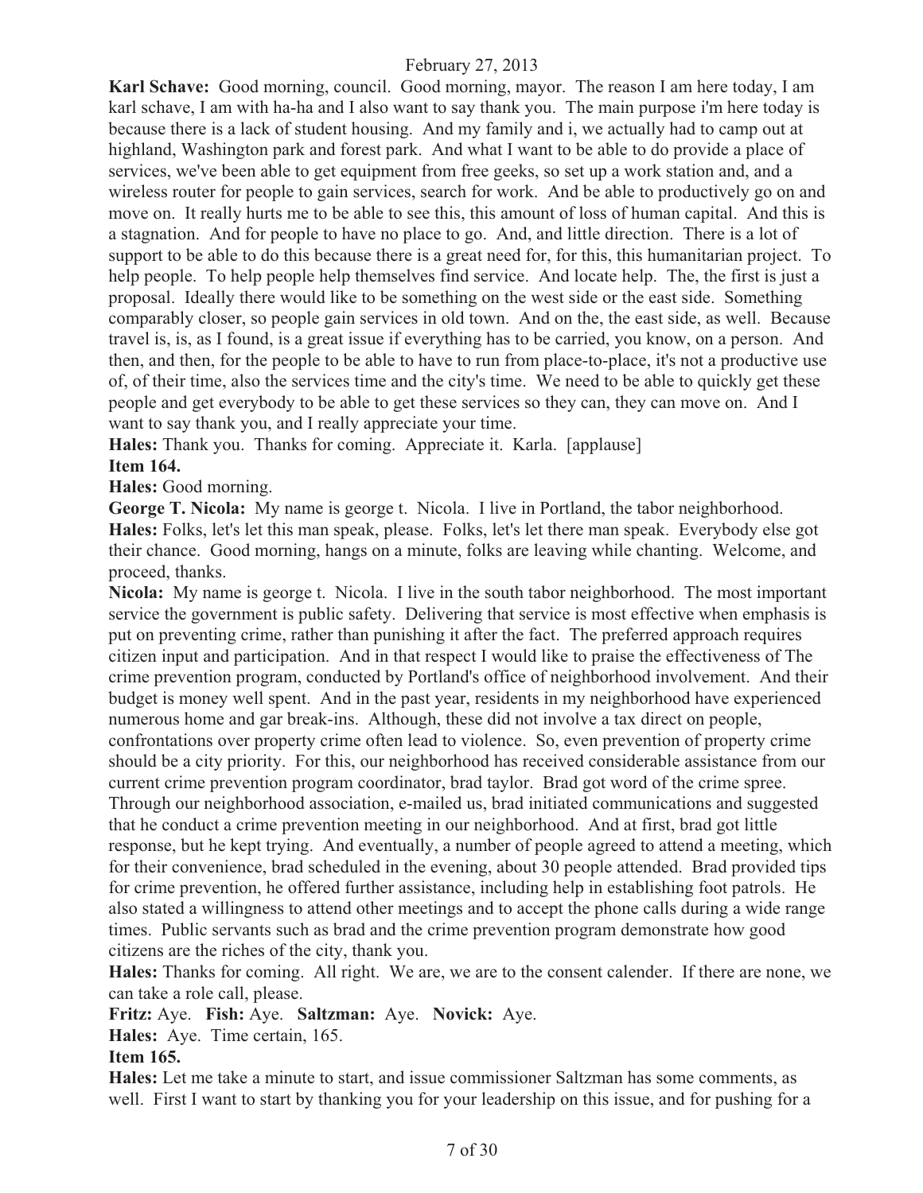**Karl Schave:** Good morning, council. Good morning, mayor. The reason I am here today, I am karl schave, I am with ha-ha and I also want to say thank you. The main purpose i'm here today is because there is a lack of student housing. And my family and i, we actually had to camp out at highland, Washington park and forest park. And what I want to be able to do provide a place of services, we've been able to get equipment from free geeks, so set up a work station and, and a wireless router for people to gain services, search for work. And be able to productively go on and move on. It really hurts me to be able to see this, this amount of loss of human capital. And this is a stagnation. And for people to have no place to go. And, and little direction. There is a lot of support to be able to do this because there is a great need for, for this, this humanitarian project. To help people. To help people help themselves find service. And locate help. The, the first is just a proposal. Ideally there would like to be something on the west side or the east side. Something comparably closer, so people gain services in old town. And on the, the east side, as well. Because travel is, is, as I found, is a great issue if everything has to be carried, you know, on a person. And then, and then, for the people to be able to have to run from place-to-place, it's not a productive use of, of their time, also the services time and the city's time. We need to be able to quickly get these people and get everybody to be able to get these services so they can, they can move on. And I want to say thank you, and I really appreciate your time.

**Hales:** Thank you. Thanks for coming. Appreciate it. Karla. [applause]

**Item 164.**

**Hales:** Good morning.

**George T. Nicola:** My name is george t. Nicola. I live in Portland, the tabor neighborhood.

**Hales:** Folks, let's let this man speak, please. Folks, let's let there man speak. Everybody else got their chance. Good morning, hangs on a minute, folks are leaving while chanting. Welcome, and proceed, thanks.

**Nicola:** My name is george t. Nicola. I live in the south tabor neighborhood. The most important service the government is public safety. Delivering that service is most effective when emphasis is put on preventing crime, rather than punishing it after the fact. The preferred approach requires citizen input and participation. And in that respect I would like to praise the effectiveness of The crime prevention program, conducted by Portland's office of neighborhood involvement. And their budget is money well spent. And in the past year, residents in my neighborhood have experienced numerous home and gar break-ins. Although, these did not involve a tax direct on people, confrontations over property crime often lead to violence. So, even prevention of property crime should be a city priority. For this, our neighborhood has received considerable assistance from our current crime prevention program coordinator, brad taylor. Brad got word of the crime spree. Through our neighborhood association, e-mailed us, brad initiated communications and suggested that he conduct a crime prevention meeting in our neighborhood. And at first, brad got little response, but he kept trying. And eventually, a number of people agreed to attend a meeting, which for their convenience, brad scheduled in the evening, about 30 people attended. Brad provided tips for crime prevention, he offered further assistance, including help in establishing foot patrols. He also stated a willingness to attend other meetings and to accept the phone calls during a wide range times. Public servants such as brad and the crime prevention program demonstrate how good citizens are the riches of the city, thank you.

**Hales:** Thanks for coming. All right. We are, we are to the consent calender. If there are none, we can take a role call, please.

**Fritz:** Aye. **Fish:** Aye. **Saltzman:** Aye. **Novick:** Aye.

**Hales:** Aye. Time certain, 165.

**Item 165.**

**Hales:** Let me take a minute to start, and issue commissioner Saltzman has some comments, as well. First I want to start by thanking you for your leadership on this issue, and for pushing for a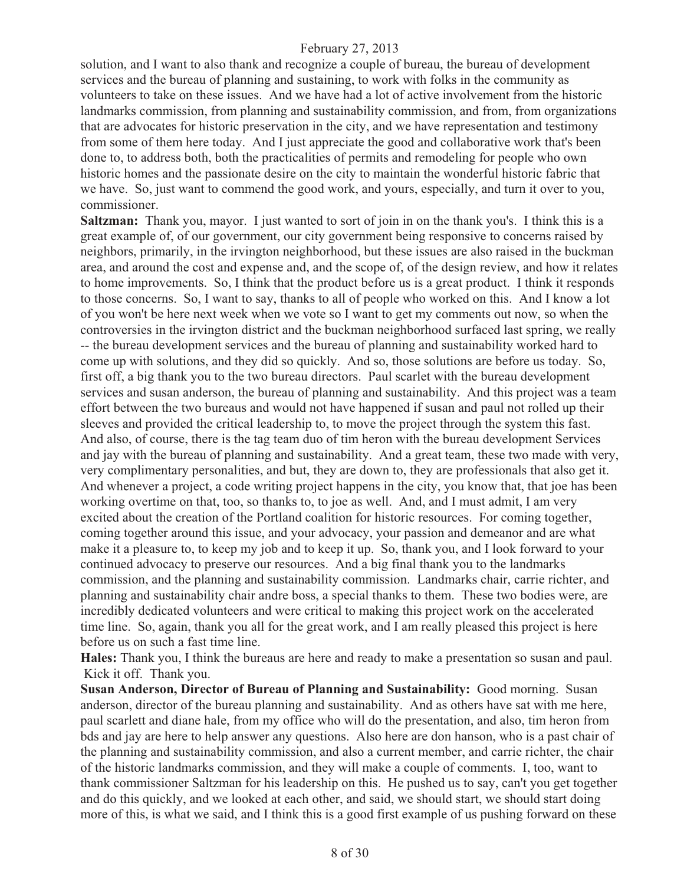solution, and I want to also thank and recognize a couple of bureau, the bureau of development services and the bureau of planning and sustaining, to work with folks in the community as volunteers to take on these issues. And we have had a lot of active involvement from the historic landmarks commission, from planning and sustainability commission, and from, from organizations that are advocates for historic preservation in the city, and we have representation and testimony from some of them here today. And I just appreciate the good and collaborative work that's been done to, to address both, both the practicalities of permits and remodeling for people who own historic homes and the passionate desire on the city to maintain the wonderful historic fabric that we have. So, just want to commend the good work, and yours, especially, and turn it over to you, commissioner.

**Saltzman:** Thank you, mayor. I just wanted to sort of join in on the thank you's. I think this is a great example of, of our government, our city government being responsive to concerns raised by neighbors, primarily, in the irvington neighborhood, but these issues are also raised in the buckman area, and around the cost and expense and, and the scope of, of the design review, and how it relates to home improvements. So, I think that the product before us is a great product. I think it responds to those concerns. So, I want to say, thanks to all of people who worked on this. And I know a lot of you won't be here next week when we vote so I want to get my comments out now, so when the controversies in the irvington district and the buckman neighborhood surfaced last spring, we really -- the bureau development services and the bureau of planning and sustainability worked hard to come up with solutions, and they did so quickly. And so, those solutions are before us today. So, first off, a big thank you to the two bureau directors. Paul scarlet with the bureau development services and susan anderson, the bureau of planning and sustainability. And this project was a team effort between the two bureaus and would not have happened if susan and paul not rolled up their sleeves and provided the critical leadership to, to move the project through the system this fast. And also, of course, there is the tag team duo of tim heron with the bureau development Services and jay with the bureau of planning and sustainability. And a great team, these two made with very, very complimentary personalities, and but, they are down to, they are professionals that also get it. And whenever a project, a code writing project happens in the city, you know that, that joe has been working overtime on that, too, so thanks to, to joe as well. And, and I must admit, I am very excited about the creation of the Portland coalition for historic resources. For coming together, coming together around this issue, and your advocacy, your passion and demeanor and are what make it a pleasure to, to keep my job and to keep it up. So, thank you, and I look forward to your continued advocacy to preserve our resources. And a big final thank you to the landmarks commission, and the planning and sustainability commission. Landmarks chair, carrie richter, and planning and sustainability chair andre boss, a special thanks to them. These two bodies were, are incredibly dedicated volunteers and were critical to making this project work on the accelerated time line. So, again, thank you all for the great work, and I am really pleased this project is here before us on such a fast time line.

**Hales:** Thank you, I think the bureaus are here and ready to make a presentation so susan and paul. Kick it off. Thank you.

**Susan Anderson, Director of Bureau of Planning and Sustainability:** Good morning. Susan anderson, director of the bureau planning and sustainability. And as others have sat with me here, paul scarlett and diane hale, from my office who will do the presentation, and also, tim heron from bds and jay are here to help answer any questions. Also here are don hanson, who is a past chair of the planning and sustainability commission, and also a current member, and carrie richter, the chair of the historic landmarks commission, and they will make a couple of comments. I, too, want to thank commissioner Saltzman for his leadership on this. He pushed us to say, can't you get together and do this quickly, and we looked at each other, and said, we should start, we should start doing more of this, is what we said, and I think this is a good first example of us pushing forward on these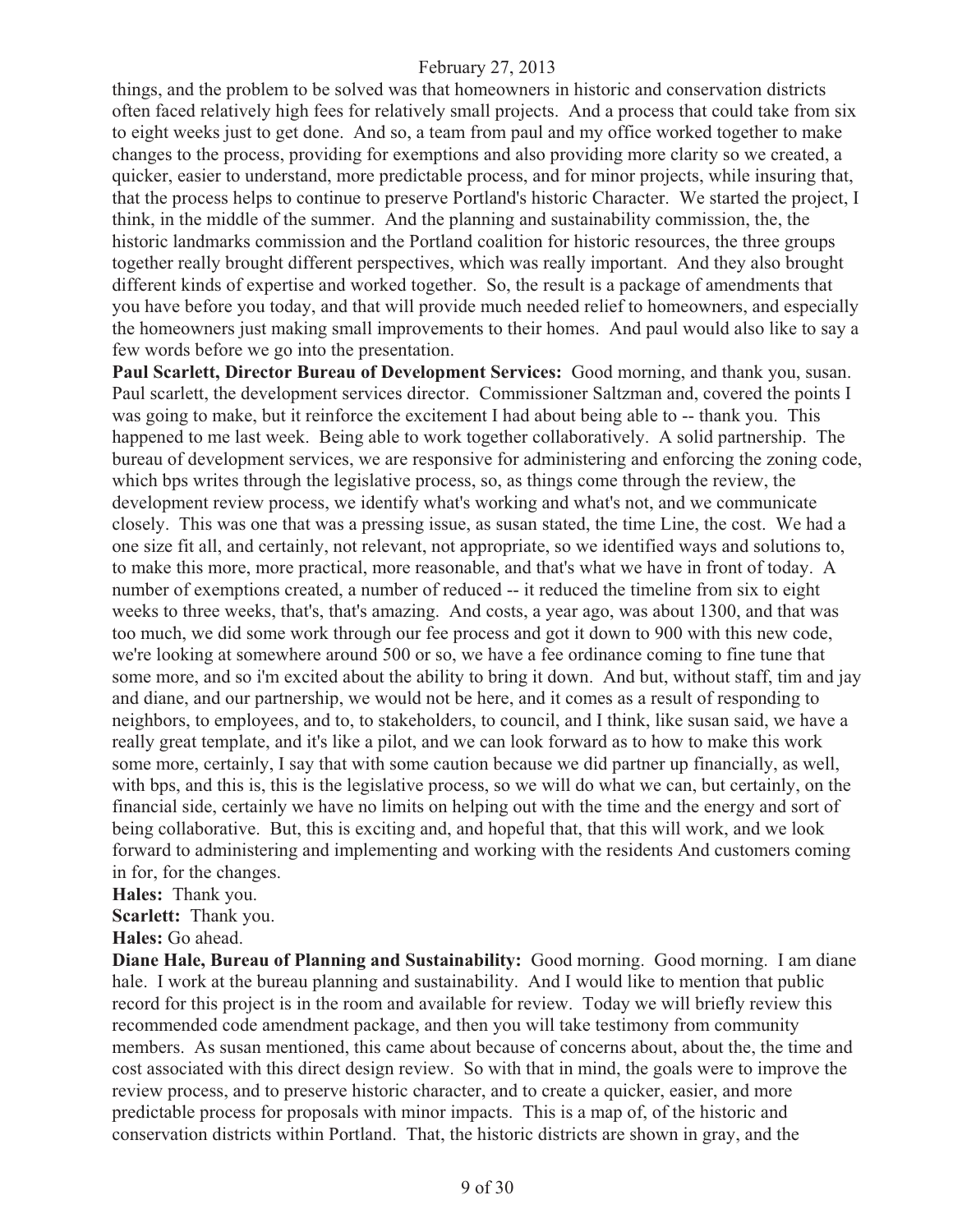things, and the problem to be solved was that homeowners in historic and conservation districts often faced relatively high fees for relatively small projects. And a process that could take from six to eight weeks just to get done. And so, a team from paul and my office worked together to make changes to the process, providing for exemptions and also providing more clarity so we created, a quicker, easier to understand, more predictable process, and for minor projects, while insuring that, that the process helps to continue to preserve Portland's historic Character. We started the project, I think, in the middle of the summer. And the planning and sustainability commission, the, the historic landmarks commission and the Portland coalition for historic resources, the three groups together really brought different perspectives, which was really important. And they also brought different kinds of expertise and worked together. So, the result is a package of amendments that you have before you today, and that will provide much needed relief to homeowners, and especially the homeowners just making small improvements to their homes. And paul would also like to say a few words before we go into the presentation.

**Paul Scarlett, Director Bureau of Development Services:** Good morning, and thank you, susan. Paul scarlett, the development services director. Commissioner Saltzman and, covered the points I was going to make, but it reinforce the excitement I had about being able to -- thank you. This happened to me last week. Being able to work together collaboratively. A solid partnership. The bureau of development services, we are responsive for administering and enforcing the zoning code, which bps writes through the legislative process, so, as things come through the review, the development review process, we identify what's working and what's not, and we communicate closely. This was one that was a pressing issue, as susan stated, the time Line, the cost. We had a one size fit all, and certainly, not relevant, not appropriate, so we identified ways and solutions to, to make this more, more practical, more reasonable, and that's what we have in front of today. A number of exemptions created, a number of reduced -- it reduced the timeline from six to eight weeks to three weeks, that's, that's amazing. And costs, a year ago, was about 1300, and that was too much, we did some work through our fee process and got it down to 900 with this new code, we're looking at somewhere around 500 or so, we have a fee ordinance coming to fine tune that some more, and so i'm excited about the ability to bring it down. And but, without staff, tim and jay and diane, and our partnership, we would not be here, and it comes as a result of responding to neighbors, to employees, and to, to stakeholders, to council, and I think, like susan said, we have a really great template, and it's like a pilot, and we can look forward as to how to make this work some more, certainly, I say that with some caution because we did partner up financially, as well, with bps, and this is, this is the legislative process, so we will do what we can, but certainly, on the financial side, certainly we have no limits on helping out with the time and the energy and sort of being collaborative. But, this is exciting and, and hopeful that, that this will work, and we look forward to administering and implementing and working with the residents And customers coming in for, for the changes.

**Hales:** Thank you.

**Scarlett:** Thank you.

**Hales:** Go ahead.

**Diane Hale, Bureau of Planning and Sustainability:** Good morning. Good morning. I am diane hale. I work at the bureau planning and sustainability. And I would like to mention that public record for this project is in the room and available for review. Today we will briefly review this recommended code amendment package, and then you will take testimony from community members. As susan mentioned, this came about because of concerns about, about the, the time and cost associated with this direct design review. So with that in mind, the goals were to improve the review process, and to preserve historic character, and to create a quicker, easier, and more predictable process for proposals with minor impacts. This is a map of, of the historic and conservation districts within Portland. That, the historic districts are shown in gray, and the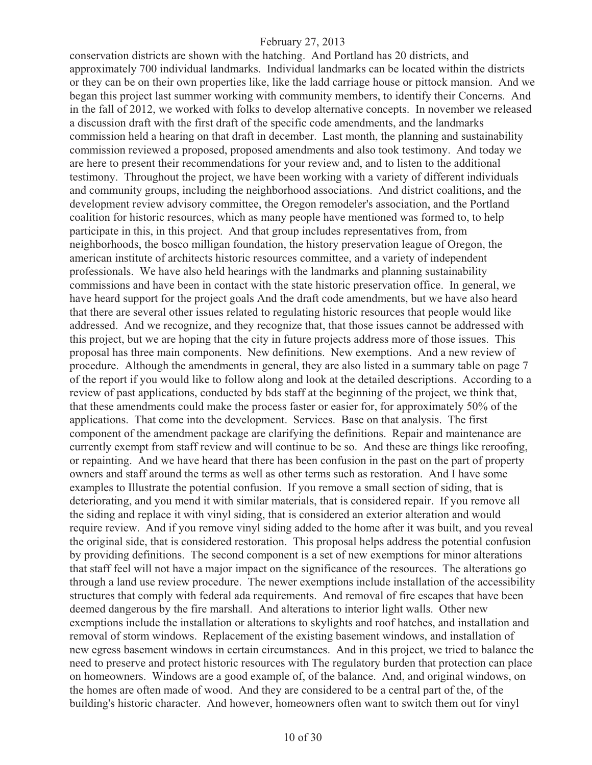conservation districts are shown with the hatching. And Portland has 20 districts, and approximately 700 individual landmarks. Individual landmarks can be located within the districts or they can be on their own properties like, like the ladd carriage house or pittock mansion. And we began this project last summer working with community members, to identify their Concerns. And in the fall of 2012, we worked with folks to develop alternative concepts. In november we released a discussion draft with the first draft of the specific code amendments, and the landmarks commission held a hearing on that draft in december. Last month, the planning and sustainability commission reviewed a proposed, proposed amendments and also took testimony. And today we are here to present their recommendations for your review and, and to listen to the additional testimony. Throughout the project, we have been working with a variety of different individuals and community groups, including the neighborhood associations. And district coalitions, and the development review advisory committee, the Oregon remodeler's association, and the Portland coalition for historic resources, which as many people have mentioned was formed to, to help participate in this, in this project. And that group includes representatives from, from neighborhoods, the bosco milligan foundation, the history preservation league of Oregon, the american institute of architects historic resources committee, and a variety of independent professionals. We have also held hearings with the landmarks and planning sustainability commissions and have been in contact with the state historic preservation office. In general, we have heard support for the project goals And the draft code amendments, but we have also heard that there are several other issues related to regulating historic resources that people would like addressed. And we recognize, and they recognize that, that those issues cannot be addressed with this project, but we are hoping that the city in future projects address more of those issues. This proposal has three main components. New definitions. New exemptions. And a new review of procedure. Although the amendments in general, they are also listed in a summary table on page 7 of the report if you would like to follow along and look at the detailed descriptions. According to a review of past applications, conducted by bds staff at the beginning of the project, we think that, that these amendments could make the process faster or easier for, for approximately 50% of the applications. That come into the development. Services. Base on that analysis. The first component of the amendment package are clarifying the definitions. Repair and maintenance are currently exempt from staff review and will continue to be so. And these are things like reroofing, or repainting. And we have heard that there has been confusion in the past on the part of property owners and staff around the terms as well as other terms such as restoration. And I have some examples to Illustrate the potential confusion. If you remove a small section of siding, that is deteriorating, and you mend it with similar materials, that is considered repair. If you remove all the siding and replace it with vinyl siding, that is considered an exterior alteration and would require review. And if you remove vinyl siding added to the home after it was built, and you reveal the original side, that is considered restoration. This proposal helps address the potential confusion by providing definitions. The second component is a set of new exemptions for minor alterations that staff feel will not have a major impact on the significance of the resources. The alterations go through a land use review procedure. The newer exemptions include installation of the accessibility structures that comply with federal ada requirements. And removal of fire escapes that have been deemed dangerous by the fire marshall. And alterations to interior light walls. Other new exemptions include the installation or alterations to skylights and roof hatches, and installation and removal of storm windows. Replacement of the existing basement windows, and installation of new egress basement windows in certain circumstances. And in this project, we tried to balance the need to preserve and protect historic resources with The regulatory burden that protection can place on homeowners. Windows are a good example of, of the balance. And, and original windows, on the homes are often made of wood. And they are considered to be a central part of the, of the building's historic character. And however, homeowners often want to switch them out for vinyl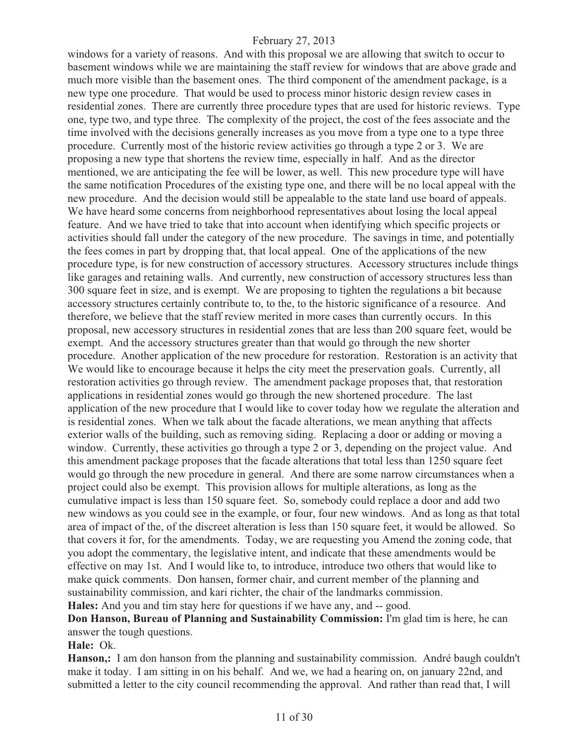windows for a variety of reasons. And with this proposal we are allowing that switch to occur to basement windows while we are maintaining the staff review for windows that are above grade and much more visible than the basement ones. The third component of the amendment package, is a new type one procedure. That would be used to process minor historic design review cases in residential zones. There are currently three procedure types that are used for historic reviews. Type one, type two, and type three. The complexity of the project, the cost of the fees associate and the time involved with the decisions generally increases as you move from a type one to a type three procedure. Currently most of the historic review activities go through a type 2 or 3. We are proposing a new type that shortens the review time, especially in half. And as the director mentioned, we are anticipating the fee will be lower, as well. This new procedure type will have the same notification Procedures of the existing type one, and there will be no local appeal with the new procedure. And the decision would still be appealable to the state land use board of appeals. We have heard some concerns from neighborhood representatives about losing the local appeal feature. And we have tried to take that into account when identifying which specific projects or activities should fall under the category of the new procedure. The savings in time, and potentially the fees comes in part by dropping that, that local appeal. One of the applications of the new procedure type, is for new construction of accessory structures. Accessory structures include things like garages and retaining walls. And currently, new construction of accessory structures less than 300 square feet in size, and is exempt. We are proposing to tighten the regulations a bit because accessory structures certainly contribute to, to the, to the historic significance of a resource. And therefore, we believe that the staff review merited in more cases than currently occurs. In this proposal, new accessory structures in residential zones that are less than 200 square feet, would be exempt. And the accessory structures greater than that would go through the new shorter procedure. Another application of the new procedure for restoration. Restoration is an activity that We would like to encourage because it helps the city meet the preservation goals. Currently, all restoration activities go through review. The amendment package proposes that, that restoration applications in residential zones would go through the new shortened procedure. The last application of the new procedure that I would like to cover today how we regulate the alteration and is residential zones. When we talk about the facade alterations, we mean anything that affects exterior walls of the building, such as removing siding. Replacing a door or adding or moving a window. Currently, these activities go through a type 2 or 3, depending on the project value. And this amendment package proposes that the facade alterations that total less than 1250 square feet would go through the new procedure in general. And there are some narrow circumstances when a project could also be exempt. This provision allows for multiple alterations, as long as the cumulative impact is less than 150 square feet. So, somebody could replace a door and add two new windows as you could see in the example, or four, four new windows. And as long as that total area of impact of the, of the discreet alteration is less than 150 square feet, it would be allowed. So that covers it for, for the amendments. Today, we are requesting you Amend the zoning code, that you adopt the commentary, the legislative intent, and indicate that these amendments would be effective on may 1st. And I would like to, to introduce, introduce two others that would like to make quick comments. Don hansen, former chair, and current member of the planning and sustainability commission, and kari richter, the chair of the landmarks commission.

**Hales:** And you and tim stay here for questions if we have any, and -- good.

**Don Hanson, Bureau of Planning and Sustainability Commission:** I'm glad tim is here, he can answer the tough questions.

**Hale:** Ok.

**Hanson,:** I am don hanson from the planning and sustainability commission. André baugh couldn't make it today. I am sitting in on his behalf. And we, we had a hearing on, on january 22nd, and submitted a letter to the city council recommending the approval. And rather than read that, I will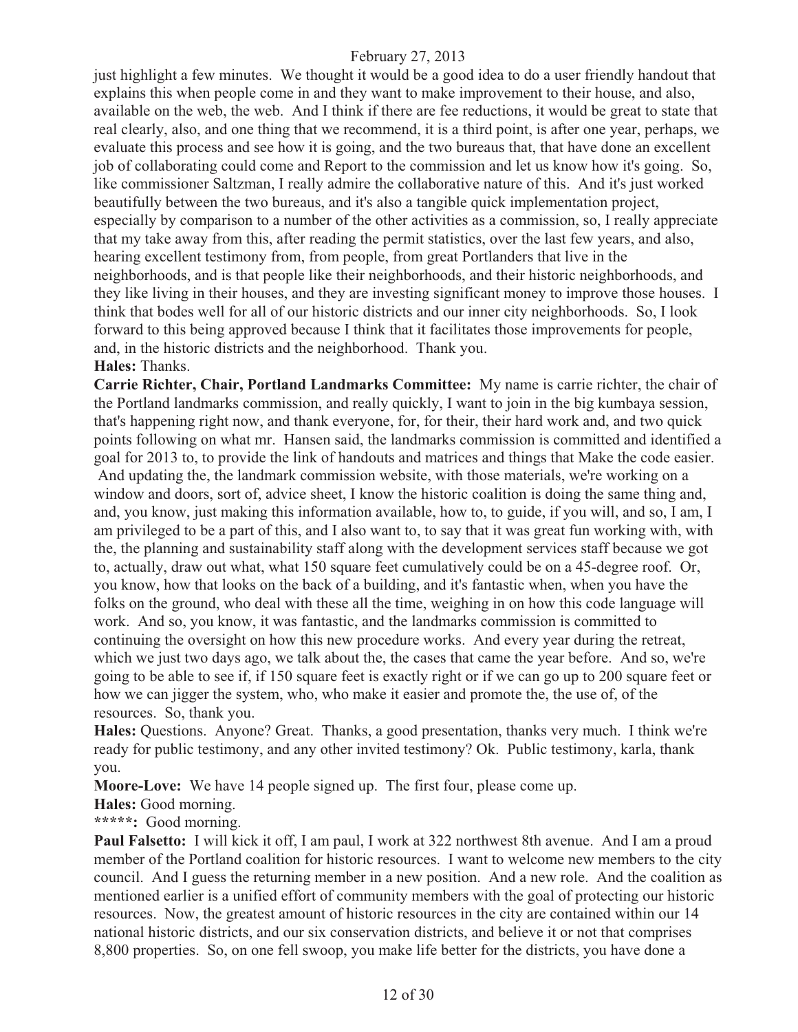just highlight a few minutes. We thought it would be a good idea to do a user friendly handout that explains this when people come in and they want to make improvement to their house, and also, available on the web, the web. And I think if there are fee reductions, it would be great to state that real clearly, also, and one thing that we recommend, it is a third point, is after one year, perhaps, we evaluate this process and see how it is going, and the two bureaus that, that have done an excellent job of collaborating could come and Report to the commission and let us know how it's going. So, like commissioner Saltzman, I really admire the collaborative nature of this. And it's just worked beautifully between the two bureaus, and it's also a tangible quick implementation project, especially by comparison to a number of the other activities as a commission, so, I really appreciate that my take away from this, after reading the permit statistics, over the last few years, and also, hearing excellent testimony from, from people, from great Portlanders that live in the neighborhoods, and is that people like their neighborhoods, and their historic neighborhoods, and they like living in their houses, and they are investing significant money to improve those houses. I think that bodes well for all of our historic districts and our inner city neighborhoods. So, I look forward to this being approved because I think that it facilitates those improvements for people, and, in the historic districts and the neighborhood. Thank you.

**Hales:** Thanks.

**Carrie Richter, Chair, Portland Landmarks Committee:** My name is carrie richter, the chair of the Portland landmarks commission, and really quickly, I want to join in the big kumbaya session, that's happening right now, and thank everyone, for, for their, their hard work and, and two quick points following on what mr. Hansen said, the landmarks commission is committed and identified a goal for 2013 to, to provide the link of handouts and matrices and things that Make the code easier. And updating the, the landmark commission website, with those materials, we're working on a window and doors, sort of, advice sheet, I know the historic coalition is doing the same thing and, and, you know, just making this information available, how to, to guide, if you will, and so, I am, I am privileged to be a part of this, and I also want to, to say that it was great fun working with, with the, the planning and sustainability staff along with the development services staff because we got to, actually, draw out what, what 150 square feet cumulatively could be on a 45-degree roof. Or, you know, how that looks on the back of a building, and it's fantastic when, when you have the folks on the ground, who deal with these all the time, weighing in on how this code language will work. And so, you know, it was fantastic, and the landmarks commission is committed to continuing the oversight on how this new procedure works. And every year during the retreat, which we just two days ago, we talk about the, the cases that came the year before. And so, we're going to be able to see if, if 150 square feet is exactly right or if we can go up to 200 square feet or how we can jigger the system, who, who make it easier and promote the, the use of, of the resources. So, thank you.

**Hales:** Questions. Anyone? Great. Thanks, a good presentation, thanks very much. I think we're ready for public testimony, and any other invited testimony? Ok. Public testimony, karla, thank you.

**Moore-Love:** We have 14 people signed up. The first four, please come up.

**Hales:** Good morning.

**\*\*\*\*\*:** Good morning.

**Paul Falsetto:** I will kick it off, I am paul, I work at 322 northwest 8th avenue. And I am a proud member of the Portland coalition for historic resources. I want to welcome new members to the city council. And I guess the returning member in a new position. And a new role. And the coalition as mentioned earlier is a unified effort of community members with the goal of protecting our historic resources. Now, the greatest amount of historic resources in the city are contained within our 14 national historic districts, and our six conservation districts, and believe it or not that comprises 8,800 properties. So, on one fell swoop, you make life better for the districts, you have done a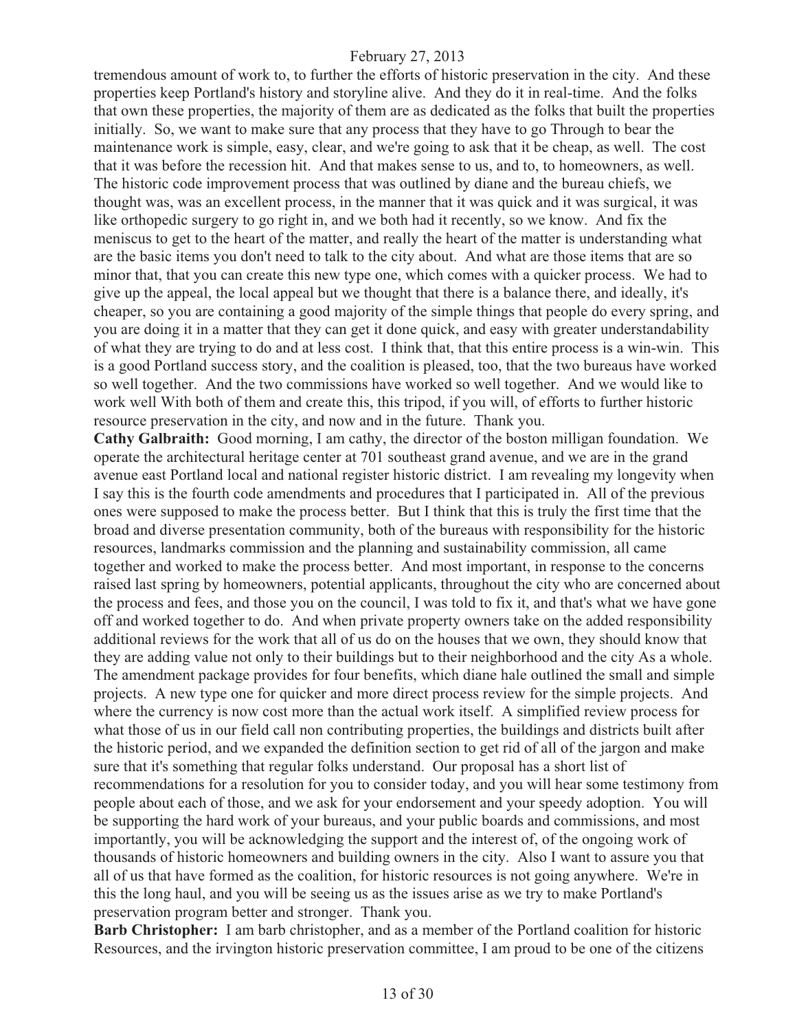tremendous amount of work to, to further the efforts of historic preservation in the city. And these properties keep Portland's history and storyline alive. And they do it in real-time. And the folks that own these properties, the majority of them are as dedicated as the folks that built the properties initially. So, we want to make sure that any process that they have to go Through to bear the maintenance work is simple, easy, clear, and we're going to ask that it be cheap, as well. The cost that it was before the recession hit. And that makes sense to us, and to, to homeowners, as well. The historic code improvement process that was outlined by diane and the bureau chiefs, we thought was, was an excellent process, in the manner that it was quick and it was surgical, it was like orthopedic surgery to go right in, and we both had it recently, so we know. And fix the meniscus to get to the heart of the matter, and really the heart of the matter is understanding what are the basic items you don't need to talk to the city about. And what are those items that are so minor that, that you can create this new type one, which comes with a quicker process. We had to give up the appeal, the local appeal but we thought that there is a balance there, and ideally, it's cheaper, so you are containing a good majority of the simple things that people do every spring, and you are doing it in a matter that they can get it done quick, and easy with greater understandability of what they are trying to do and at less cost. I think that, that this entire process is a win-win. This is a good Portland success story, and the coalition is pleased, too, that the two bureaus have worked so well together. And the two commissions have worked so well together. And we would like to work well With both of them and create this, this tripod, if you will, of efforts to further historic resource preservation in the city, and now and in the future. Thank you.

**Cathy Galbraith:** Good morning, I am cathy, the director of the boston milligan foundation. We operate the architectural heritage center at 701 southeast grand avenue, and we are in the grand avenue east Portland local and national register historic district. I am revealing my longevity when I say this is the fourth code amendments and procedures that I participated in. All of the previous ones were supposed to make the process better. But I think that this is truly the first time that the broad and diverse presentation community, both of the bureaus with responsibility for the historic resources, landmarks commission and the planning and sustainability commission, all came together and worked to make the process better. And most important, in response to the concerns raised last spring by homeowners, potential applicants, throughout the city who are concerned about the process and fees, and those you on the council, I was told to fix it, and that's what we have gone off and worked together to do. And when private property owners take on the added responsibility additional reviews for the work that all of us do on the houses that we own, they should know that they are adding value not only to their buildings but to their neighborhood and the city As a whole. The amendment package provides for four benefits, which diane hale outlined the small and simple projects. A new type one for quicker and more direct process review for the simple projects. And where the currency is now cost more than the actual work itself. A simplified review process for what those of us in our field call non contributing properties, the buildings and districts built after the historic period, and we expanded the definition section to get rid of all of the jargon and make sure that it's something that regular folks understand. Our proposal has a short list of recommendations for a resolution for you to consider today, and you will hear some testimony from people about each of those, and we ask for your endorsement and your speedy adoption. You will be supporting the hard work of your bureaus, and your public boards and commissions, and most importantly, you will be acknowledging the support and the interest of, of the ongoing work of thousands of historic homeowners and building owners in the city. Also I want to assure you that all of us that have formed as the coalition, for historic resources is not going anywhere. We're in this the long haul, and you will be seeing us as the issues arise as we try to make Portland's preservation program better and stronger. Thank you.

**Barb Christopher:** I am barb christopher, and as a member of the Portland coalition for historic Resources, and the irvington historic preservation committee, I am proud to be one of the citizens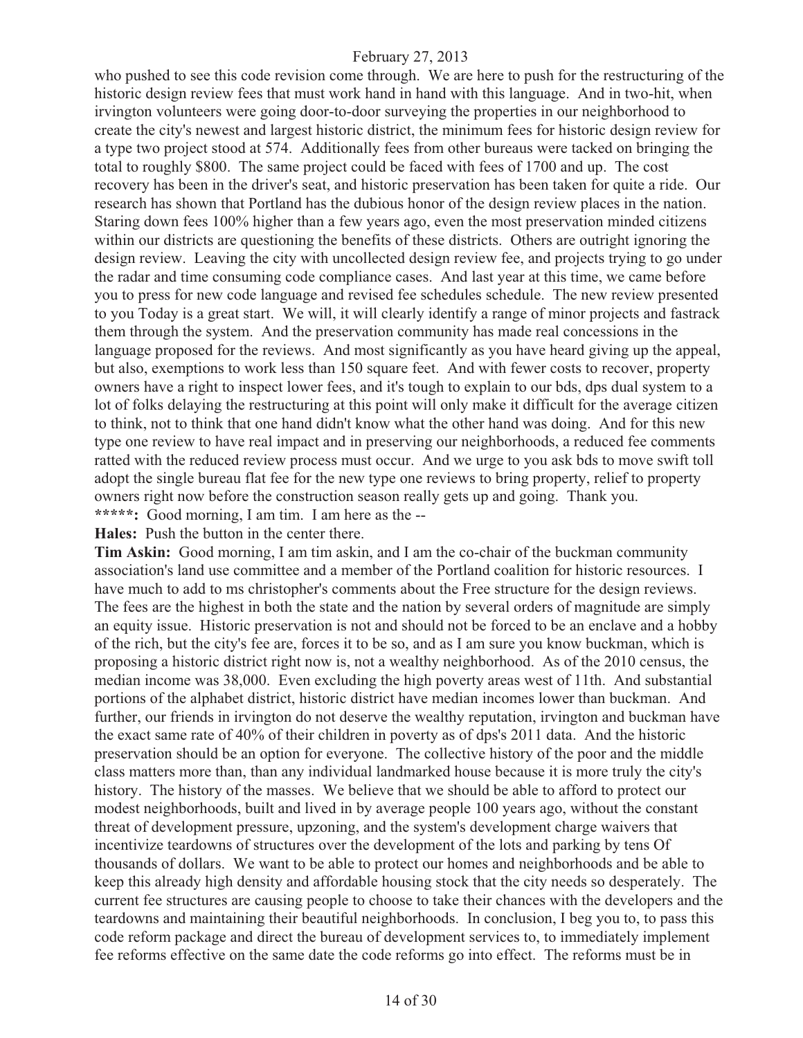who pushed to see this code revision come through. We are here to push for the restructuring of the historic design review fees that must work hand in hand with this language. And in two-hit, when irvington volunteers were going door-to-door surveying the properties in our neighborhood to create the city's newest and largest historic district, the minimum fees for historic design review for a type two project stood at 574. Additionally fees from other bureaus were tacked on bringing the total to roughly $800. The same project could be faced with fees of 1700 and up. The cost recovery has been in the driver's seat, and historic preservation has been taken for quite a ride. Our research has shown that Portland has the dubious honor of the design review places in the nation. Staring down fees 100% higher than a few years ago, even the most preservation minded citizens within our districts are questioning the benefits of these districts. Others are outright ignoring the design review. Leaving the city with uncollected design review fee, and projects trying to go under the radar and time consuming code compliance cases. And last year at this time, we came before you to press for new code language and revised fee schedules schedule. The new review presented to you Today is a great start. We will, it will clearly identify a range of minor projects and fastrack them through the system. And the preservation community has made real concessions in the language proposed for the reviews. And most significantly as you have heard giving up the appeal, but also, exemptions to work less than 150 square feet. And with fewer costs to recover, property owners have a right to inspect lower fees, and it's tough to explain to our bds, dps dual system to a lot of folks delaying the restructuring at this point will only make it difficult for the average citizen to think, not to think that one hand didn't know what the other hand was doing. And for this new type one review to have real impact and in preserving our neighborhoods, a reduced fee comments ratted with the reduced review process must occur. And we urge to you ask bds to move swift toll adopt the single bureau flat fee for the new type one reviews to bring property, relief to property owners right now before the construction season really gets up and going. Thank you.

**\*\*\*\*\*:** Good morning, I am tim. I am here as the --

**Hales:** Push the button in the center there.

**Tim Askin:** Good morning, I am tim askin, and I am the co-chair of the buckman community association's land use committee and a member of the Portland coalition for historic resources. I have much to add to ms christopher's comments about the Free structure for the design reviews. The fees are the highest in both the state and the nation by several orders of magnitude are simply an equity issue. Historic preservation is not and should not be forced to be an enclave and a hobby of the rich, but the city's fee are, forces it to be so, and as I am sure you know buckman, which is proposing a historic district right now is, not a wealthy neighborhood. As of the 2010 census, the median income was 38,000. Even excluding the high poverty areas west of 11th. And substantial portions of the alphabet district, historic district have median incomes lower than buckman. And further, our friends in irvington do not deserve the wealthy reputation, irvington and buckman have the exact same rate of 40% of their children in poverty as of dps's 2011 data. And the historic preservation should be an option for everyone. The collective history of the poor and the middle class matters more than, than any individual landmarked house because it is more truly the city's history. The history of the masses. We believe that we should be able to afford to protect our modest neighborhoods, built and lived in by average people 100 years ago, without the constant threat of development pressure, upzoning, and the system's development charge waivers that incentivize teardowns of structures over the development of the lots and parking by tens Of thousands of dollars. We want to be able to protect our homes and neighborhoods and be able to keep this already high density and affordable housing stock that the city needs so desperately. The current fee structures are causing people to choose to take their chances with the developers and the teardowns and maintaining their beautiful neighborhoods. In conclusion, I beg you to, to pass this code reform package and direct the bureau of development services to, to immediately implement fee reforms effective on the same date the code reforms go into effect. The reforms must be in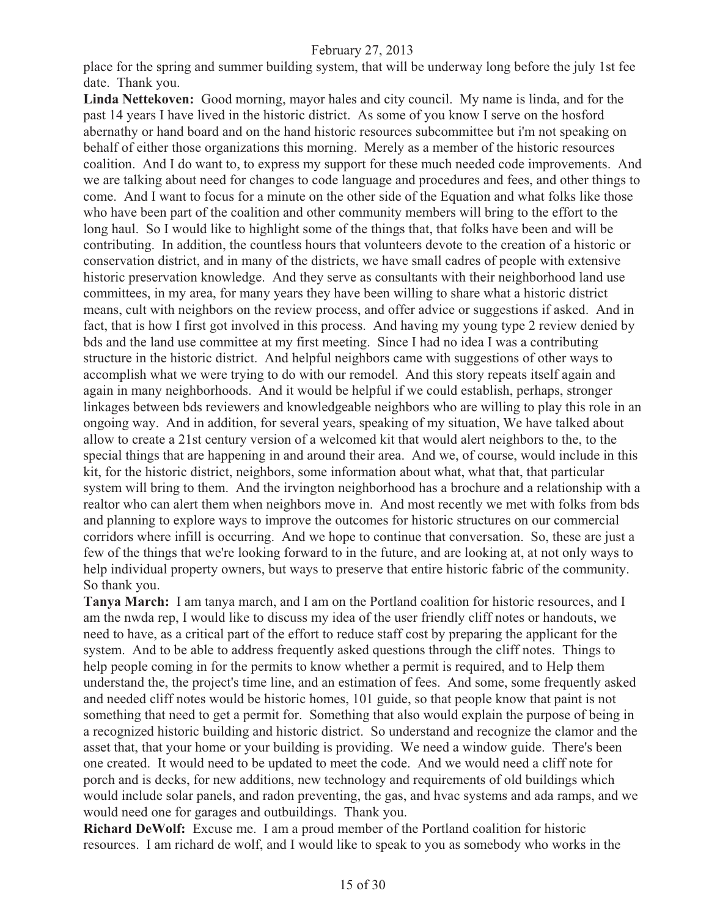place for the spring and summer building system, that will be underway long before the july 1st fee date. Thank you.

**Linda Nettekoven:** Good morning, mayor hales and city council. My name is linda, and for the past 14 years I have lived in the historic district. As some of you know I serve on the hosford abernathy or hand board and on the hand historic resources subcommittee but i'm not speaking on behalf of either those organizations this morning. Merely as a member of the historic resources coalition. And I do want to, to express my support for these much needed code improvements. And we are talking about need for changes to code language and procedures and fees, and other things to come. And I want to focus for a minute on the other side of the Equation and what folks like those who have been part of the coalition and other community members will bring to the effort to the long haul. So I would like to highlight some of the things that, that folks have been and will be contributing. In addition, the countless hours that volunteers devote to the creation of a historic or conservation district, and in many of the districts, we have small cadres of people with extensive historic preservation knowledge. And they serve as consultants with their neighborhood land use committees, in my area, for many years they have been willing to share what a historic district means, cult with neighbors on the review process, and offer advice or suggestions if asked. And in fact, that is how I first got involved in this process. And having my young type 2 review denied by bds and the land use committee at my first meeting. Since I had no idea I was a contributing structure in the historic district. And helpful neighbors came with suggestions of other ways to accomplish what we were trying to do with our remodel. And this story repeats itself again and again in many neighborhoods. And it would be helpful if we could establish, perhaps, stronger linkages between bds reviewers and knowledgeable neighbors who are willing to play this role in an ongoing way. And in addition, for several years, speaking of my situation, We have talked about allow to create a 21st century version of a welcomed kit that would alert neighbors to the, to the special things that are happening in and around their area. And we, of course, would include in this kit, for the historic district, neighbors, some information about what, what that, that particular system will bring to them. And the irvington neighborhood has a brochure and a relationship with a realtor who can alert them when neighbors move in. And most recently we met with folks from bds and planning to explore ways to improve the outcomes for historic structures on our commercial corridors where infill is occurring. And we hope to continue that conversation. So, these are just a few of the things that we're looking forward to in the future, and are looking at, at not only ways to help individual property owners, but ways to preserve that entire historic fabric of the community. So thank you.

**Tanya March:** I am tanya march, and I am on the Portland coalition for historic resources, and I am the nwda rep, I would like to discuss my idea of the user friendly cliff notes or handouts, we need to have, as a critical part of the effort to reduce staff cost by preparing the applicant for the system. And to be able to address frequently asked questions through the cliff notes. Things to help people coming in for the permits to know whether a permit is required, and to Help them understand the, the project's time line, and an estimation of fees. And some, some frequently asked and needed cliff notes would be historic homes, 101 guide, so that people know that paint is not something that need to get a permit for. Something that also would explain the purpose of being in a recognized historic building and historic district. So understand and recognize the clamor and the asset that, that your home or your building is providing. We need a window guide. There's been one created. It would need to be updated to meet the code. And we would need a cliff note for porch and is decks, for new additions, new technology and requirements of old buildings which would include solar panels, and radon preventing, the gas, and hvac systems and ada ramps, and we would need one for garages and outbuildings. Thank you.

**Richard DeWolf:** Excuse me. I am a proud member of the Portland coalition for historic resources. I am richard de wolf, and I would like to speak to you as somebody who works in the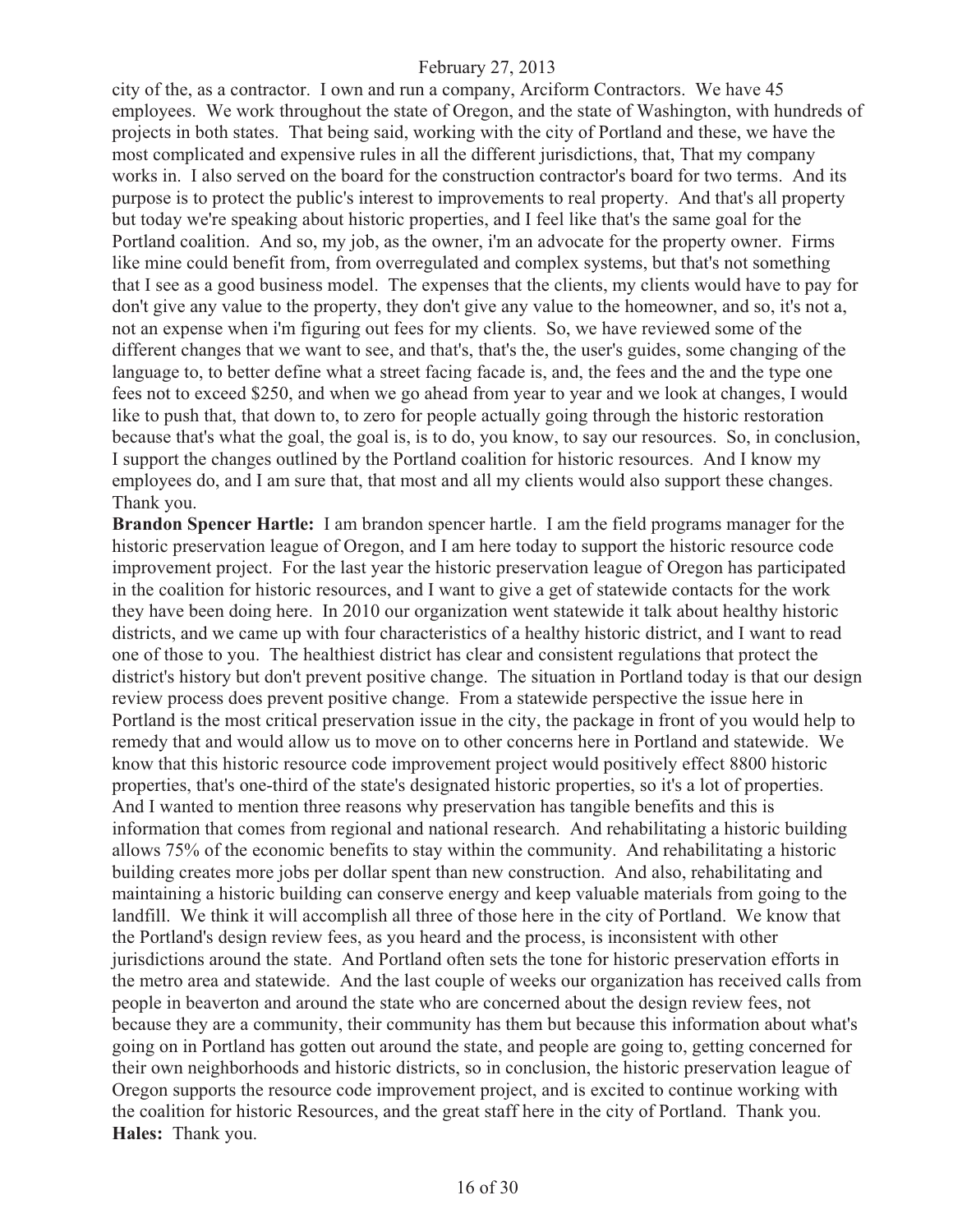city of the, as a contractor. I own and run a company, Arciform Contractors. We have 45 employees. We work throughout the state of Oregon, and the state of Washington, with hundreds of projects in both states. That being said, working with the city of Portland and these, we have the most complicated and expensive rules in all the different jurisdictions, that, That my company works in. I also served on the board for the construction contractor's board for two terms. And its purpose is to protect the public's interest to improvements to real property. And that's all property but today we're speaking about historic properties, and I feel like that's the same goal for the Portland coalition. And so, my job, as the owner, i'm an advocate for the property owner. Firms like mine could benefit from, from overregulated and complex systems, but that's not something that I see as a good business model. The expenses that the clients, my clients would have to pay for don't give any value to the property, they don't give any value to the homeowner, and so, it's not a, not an expense when i'm figuring out fees for my clients. So, we have reviewed some of the different changes that we want to see, and that's, that's the, the user's guides, some changing of the language to, to better define what a street facing facade is, and, the fees and the and the type one fees not to exceed $250, and when we go ahead from year to year and we look at changes, I would like to push that, that down to, to zero for people actually going through the historic restoration because that's what the goal, the goal is, is to do, you know, to say our resources. So, in conclusion, I support the changes outlined by the Portland coalition for historic resources. And I know my employees do, and I am sure that, that most and all my clients would also support these changes. Thank you.

**Brandon Spencer Hartle:** I am brandon spencer hartle. I am the field programs manager for the historic preservation league of Oregon, and I am here today to support the historic resource code improvement project. For the last year the historic preservation league of Oregon has participated in the coalition for historic resources, and I want to give a get of statewide contacts for the work they have been doing here. In 2010 our organization went statewide it talk about healthy historic districts, and we came up with four characteristics of a healthy historic district, and I want to read one of those to you. The healthiest district has clear and consistent regulations that protect the district's history but don't prevent positive change. The situation in Portland today is that our design review process does prevent positive change. From a statewide perspective the issue here in Portland is the most critical preservation issue in the city, the package in front of you would help to remedy that and would allow us to move on to other concerns here in Portland and statewide. We know that this historic resource code improvement project would positively effect 8800 historic properties, that's one-third of the state's designated historic properties, so it's a lot of properties. And I wanted to mention three reasons why preservation has tangible benefits and this is information that comes from regional and national research. And rehabilitating a historic building allows 75% of the economic benefits to stay within the community. And rehabilitating a historic building creates more jobs per dollar spent than new construction. And also, rehabilitating and maintaining a historic building can conserve energy and keep valuable materials from going to the landfill. We think it will accomplish all three of those here in the city of Portland. We know that the Portland's design review fees, as you heard and the process, is inconsistent with other jurisdictions around the state. And Portland often sets the tone for historic preservation efforts in the metro area and statewide. And the last couple of weeks our organization has received calls from people in beaverton and around the state who are concerned about the design review fees, not because they are a community, their community has them but because this information about what's going on in Portland has gotten out around the state, and people are going to, getting concerned for their own neighborhoods and historic districts, so in conclusion, the historic preservation league of Oregon supports the resource code improvement project, and is excited to continue working with the coalition for historic Resources, and the great staff here in the city of Portland. Thank you.

**Hales:** Thank you.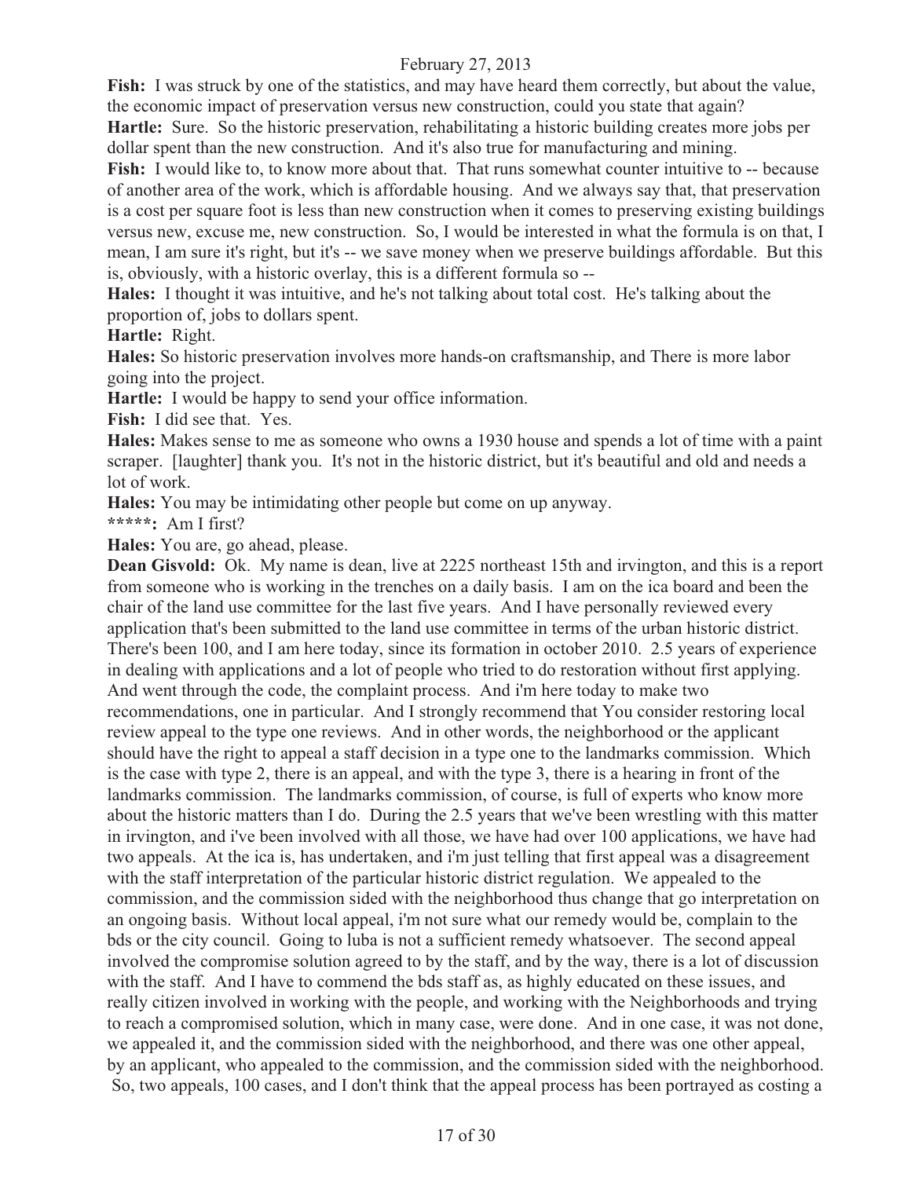**Fish:** I was struck by one of the statistics, and may have heard them correctly, but about the value, the economic impact of preservation versus new construction, could you state that again?

**Hartle:** Sure. So the historic preservation, rehabilitating a historic building creates more jobs per dollar spent than the new construction. And it's also true for manufacturing and mining.

**Fish:** I would like to, to know more about that. That runs somewhat counter intuitive to -- because of another area of the work, which is affordable housing. And we always say that, that preservation is a cost per square foot is less than new construction when it comes to preserving existing buildings versus new, excuse me, new construction. So, I would be interested in what the formula is on that, I mean, I am sure it's right, but it's -- we save money when we preserve buildings affordable. But this is, obviously, with a historic overlay, this is a different formula so --

**Hales:** I thought it was intuitive, and he's not talking about total cost. He's talking about the proportion of, jobs to dollars spent.

**Hartle:** Right.

**Hales:** So historic preservation involves more hands-on craftsmanship, and There is more labor going into the project.

**Hartle:** I would be happy to send your office information.

**Fish:** I did see that. Yes.

**Hales:** Makes sense to me as someone who owns a 1930 house and spends a lot of time with a paint scraper. [laughter] thank you. It's not in the historic district, but it's beautiful and old and needs a lot of work.

**Hales:** You may be intimidating other people but come on up anyway.

**\*\*\*\*\*:** Am I first?

**Hales:** You are, go ahead, please.

**Dean Gisvold:** Ok. My name is dean, live at 2225 northeast 15th and irvington, and this is a report from someone who is working in the trenches on a daily basis. I am on the ica board and been the chair of the land use committee for the last five years. And I have personally reviewed every application that's been submitted to the land use committee in terms of the urban historic district. There's been 100, and I am here today, since its formation in october 2010. 2.5 years of experience in dealing with applications and a lot of people who tried to do restoration without first applying. And went through the code, the complaint process. And i'm here today to make two recommendations, one in particular. And I strongly recommend that You consider restoring local review appeal to the type one reviews. And in other words, the neighborhood or the applicant should have the right to appeal a staff decision in a type one to the landmarks commission. Which is the case with type 2, there is an appeal, and with the type 3, there is a hearing in front of the landmarks commission. The landmarks commission, of course, is full of experts who know more about the historic matters than I do. During the 2.5 years that we've been wrestling with this matter in irvington, and i've been involved with all those, we have had over 100 applications, we have had two appeals. At the ica is, has undertaken, and i'm just telling that first appeal was a disagreement with the staff interpretation of the particular historic district regulation. We appealed to the commission, and the commission sided with the neighborhood thus change that go interpretation on an ongoing basis. Without local appeal, i'm not sure what our remedy would be, complain to the bds or the city council. Going to luba is not a sufficient remedy whatsoever. The second appeal involved the compromise solution agreed to by the staff, and by the way, there is a lot of discussion with the staff. And I have to commend the bds staff as, as highly educated on these issues, and really citizen involved in working with the people, and working with the Neighborhoods and trying to reach a compromised solution, which in many case, were done. And in one case, it was not done, we appealed it, and the commission sided with the neighborhood, and there was one other appeal, by an applicant, who appealed to the commission, and the commission sided with the neighborhood. So, two appeals, 100 cases, and I don't think that the appeal process has been portrayed as costing a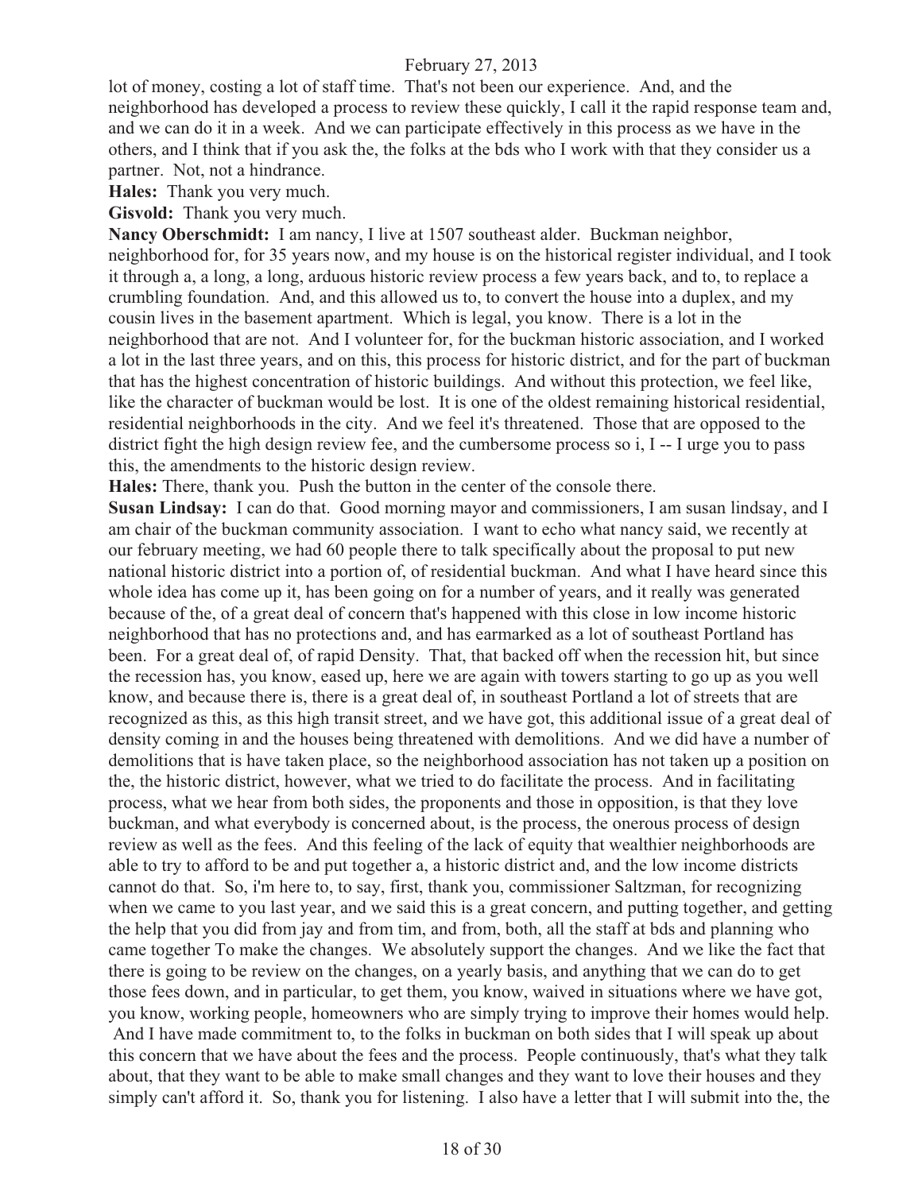lot of money, costing a lot of staff time. That's not been our experience. And, and the neighborhood has developed a process to review these quickly, I call it the rapid response team and, and we can do it in a week. And we can participate effectively in this process as we have in the others, and I think that if you ask the, the folks at the bds who I work with that they consider us a partner. Not, not a hindrance.

**Hales:** Thank you very much.

**Gisvold:** Thank you very much.

**Nancy Oberschmidt:** I am nancy, I live at 1507 southeast alder. Buckman neighbor, neighborhood for, for 35 years now, and my house is on the historical register individual, and I took it through a, a long, a long, arduous historic review process a few years back, and to, to replace a crumbling foundation. And, and this allowed us to, to convert the house into a duplex, and my cousin lives in the basement apartment. Which is legal, you know. There is a lot in the neighborhood that are not. And I volunteer for, for the buckman historic association, and I worked a lot in the last three years, and on this, this process for historic district, and for the part of buckman that has the highest concentration of historic buildings. And without this protection, we feel like, like the character of buckman would be lost. It is one of the oldest remaining historical residential, residential neighborhoods in the city. And we feel it's threatened. Those that are opposed to the district fight the high design review fee, and the cumbersome process so i, I -- I urge you to pass this, the amendments to the historic design review.

**Hales:** There, thank you. Push the button in the center of the console there.

**Susan Lindsay:** I can do that. Good morning mayor and commissioners, I am susan lindsay, and I am chair of the buckman community association. I want to echo what nancy said, we recently at our february meeting, we had 60 people there to talk specifically about the proposal to put new national historic district into a portion of, of residential buckman. And what I have heard since this whole idea has come up it, has been going on for a number of years, and it really was generated because of the, of a great deal of concern that's happened with this close in low income historic neighborhood that has no protections and, and has earmarked as a lot of southeast Portland has been. For a great deal of, of rapid Density. That, that backed off when the recession hit, but since the recession has, you know, eased up, here we are again with towers starting to go up as you well know, and because there is, there is a great deal of, in southeast Portland a lot of streets that are recognized as this, as this high transit street, and we have got, this additional issue of a great deal of density coming in and the houses being threatened with demolitions. And we did have a number of demolitions that is have taken place, so the neighborhood association has not taken up a position on the, the historic district, however, what we tried to do facilitate the process. And in facilitating process, what we hear from both sides, the proponents and those in opposition, is that they love buckman, and what everybody is concerned about, is the process, the onerous process of design review as well as the fees. And this feeling of the lack of equity that wealthier neighborhoods are able to try to afford to be and put together a, a historic district and, and the low income districts cannot do that. So, i'm here to, to say, first, thank you, commissioner Saltzman, for recognizing when we came to you last year, and we said this is a great concern, and putting together, and getting the help that you did from jay and from tim, and from, both, all the staff at bds and planning who came together To make the changes. We absolutely support the changes. And we like the fact that there is going to be review on the changes, on a yearly basis, and anything that we can do to get those fees down, and in particular, to get them, you know, waived in situations where we have got, you know, working people, homeowners who are simply trying to improve their homes would help. And I have made commitment to, to the folks in buckman on both sides that I will speak up about this concern that we have about the fees and the process. People continuously, that's what they talk about, that they want to be able to make small changes and they want to love their houses and they simply can't afford it. So, thank you for listening. I also have a letter that I will submit into the, the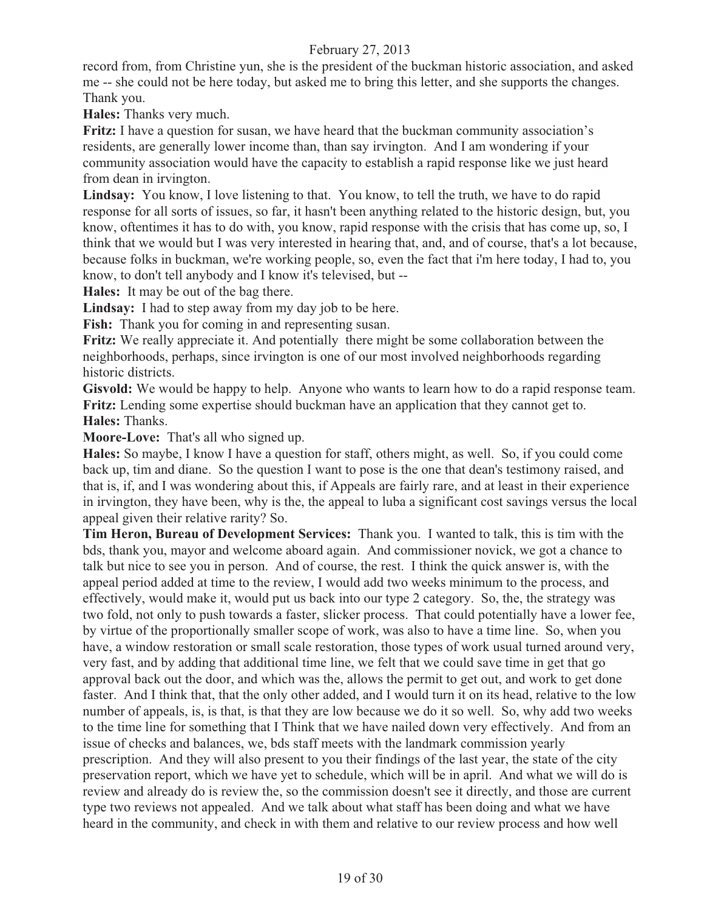record from, from Christine yun, she is the president of the buckman historic association, and asked me -- she could not be here today, but asked me to bring this letter, and she supports the changes. Thank you.

**Hales:** Thanks very much.

**Fritz:** I have a question for susan, we have heard that the buckman community association's residents, are generally lower income than, than say irvington. And I am wondering if your community association would have the capacity to establish a rapid response like we just heard from dean in irvington.

**Lindsay:** You know, I love listening to that. You know, to tell the truth, we have to do rapid response for all sorts of issues, so far, it hasn't been anything related to the historic design, but, you know, oftentimes it has to do with, you know, rapid response with the crisis that has come up, so, I think that we would but I was very interested in hearing that, and, and of course, that's a lot because, because folks in buckman, we're working people, so, even the fact that i'm here today, I had to, you know, to don't tell anybody and I know it's televised, but --

**Hales:** It may be out of the bag there.

**Lindsay:** I had to step away from my day job to be here.

**Fish:** Thank you for coming in and representing susan.

**Fritz:** We really appreciate it. And potentially there might be some collaboration between the neighborhoods, perhaps, since irvington is one of our most involved neighborhoods regarding historic districts.

**Gisvold:** We would be happy to help. Anyone who wants to learn how to do a rapid response team.

**Fritz:** Lending some expertise should buckman have an application that they cannot get to.

**Hales:** Thanks.

**Moore-Love:** That's all who signed up.

**Hales:** So maybe, I know I have a question for staff, others might, as well. So, if you could come back up, tim and diane. So the question I want to pose is the one that dean's testimony raised, and that is, if, and I was wondering about this, if Appeals are fairly rare, and at least in their experience in irvington, they have been, why is the, the appeal to luba a significant cost savings versus the local appeal given their relative rarity? So.

**Tim Heron, Bureau of Development Services:** Thank you. I wanted to talk, this is tim with the bds, thank you, mayor and welcome aboard again. And commissioner novick, we got a chance to talk but nice to see you in person. And of course, the rest. I think the quick answer is, with the appeal period added at time to the review, I would add two weeks minimum to the process, and effectively, would make it, would put us back into our type 2 category. So, the, the strategy was two fold, not only to push towards a faster, slicker process. That could potentially have a lower fee, by virtue of the proportionally smaller scope of work, was also to have a time line. So, when you have, a window restoration or small scale restoration, those types of work usual turned around very, very fast, and by adding that additional time line, we felt that we could save time in get that go approval back out the door, and which was the, allows the permit to get out, and work to get done faster. And I think that, that the only other added, and I would turn it on its head, relative to the low number of appeals, is, is that, is that they are low because we do it so well. So, why add two weeks to the time line for something that I Think that we have nailed down very effectively. And from an issue of checks and balances, we, bds staff meets with the landmark commission yearly prescription. And they will also present to you their findings of the last year, the state of the city preservation report, which we have yet to schedule, which will be in april. And what we will do is review and already do is review the, so the commission doesn't see it directly, and those are current type two reviews not appealed. And we talk about what staff has been doing and what we have heard in the community, and check in with them and relative to our review process and how well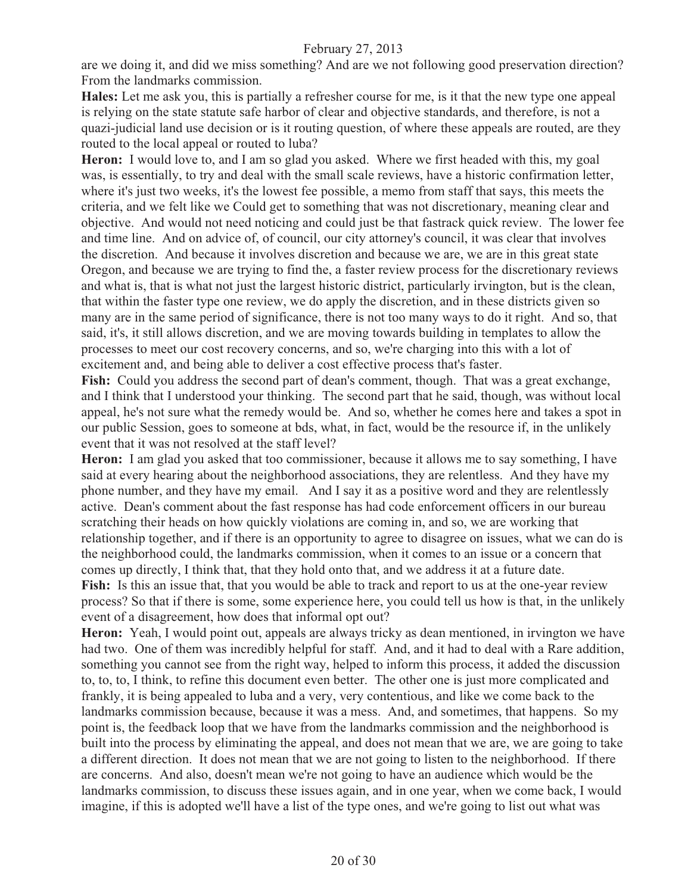are we doing it, and did we miss something? And are we not following good preservation direction? From the landmarks commission.

**Hales:** Let me ask you, this is partially a refresher course for me, is it that the new type one appeal is relying on the state statute safe harbor of clear and objective standards, and therefore, is not a quazi-judicial land use decision or is it routing question, of where these appeals are routed, are they routed to the local appeal or routed to luba?

**Heron:** I would love to, and I am so glad you asked. Where we first headed with this, my goal was, is essentially, to try and deal with the small scale reviews, have a historic confirmation letter, where it's just two weeks, it's the lowest fee possible, a memo from staff that says, this meets the criteria, and we felt like we Could get to something that was not discretionary, meaning clear and objective. And would not need noticing and could just be that fastrack quick review. The lower fee and time line. And on advice of, of council, our city attorney's council, it was clear that involves the discretion. And because it involves discretion and because we are, we are in this great state Oregon, and because we are trying to find the, a faster review process for the discretionary reviews and what is, that is what not just the largest historic district, particularly irvington, but is the clean, that within the faster type one review, we do apply the discretion, and in these districts given so many are in the same period of significance, there is not too many ways to do it right. And so, that said, it's, it still allows discretion, and we are moving towards building in templates to allow the processes to meet our cost recovery concerns, and so, we're charging into this with a lot of excitement and, and being able to deliver a cost effective process that's faster.

**Fish:** Could you address the second part of dean's comment, though. That was a great exchange, and I think that I understood your thinking. The second part that he said, though, was without local appeal, he's not sure what the remedy would be. And so, whether he comes here and takes a spot in our public Session, goes to someone at bds, what, in fact, would be the resource if, in the unlikely event that it was not resolved at the staff level?

**Heron:** I am glad you asked that too commissioner, because it allows me to say something, I have said at every hearing about the neighborhood associations, they are relentless. And they have my phone number, and they have my email. And I say it as a positive word and they are relentlessly active. Dean's comment about the fast response has had code enforcement officers in our bureau scratching their heads on how quickly violations are coming in, and so, we are working that relationship together, and if there is an opportunity to agree to disagree on issues, what we can do is the neighborhood could, the landmarks commission, when it comes to an issue or a concern that comes up directly, I think that, that they hold onto that, and we address it at a future date.

**Fish:** Is this an issue that, that you would be able to track and report to us at the one-year review process? So that if there is some, some experience here, you could tell us how is that, in the unlikely event of a disagreement, how does that informal opt out?

**Heron:** Yeah, I would point out, appeals are always tricky as dean mentioned, in irvington we have had two. One of them was incredibly helpful for staff. And, and it had to deal with a Rare addition, something you cannot see from the right way, helped to inform this process, it added the discussion to, to, to, I think, to refine this document even better. The other one is just more complicated and frankly, it is being appealed to luba and a very, very contentious, and like we come back to the landmarks commission because, because it was a mess. And, and sometimes, that happens. So my point is, the feedback loop that we have from the landmarks commission and the neighborhood is built into the process by eliminating the appeal, and does not mean that we are, we are going to take a different direction. It does not mean that we are not going to listen to the neighborhood. If there are concerns. And also, doesn't mean we're not going to have an audience which would be the landmarks commission, to discuss these issues again, and in one year, when we come back, I would imagine, if this is adopted we'll have a list of the type ones, and we're going to list out what was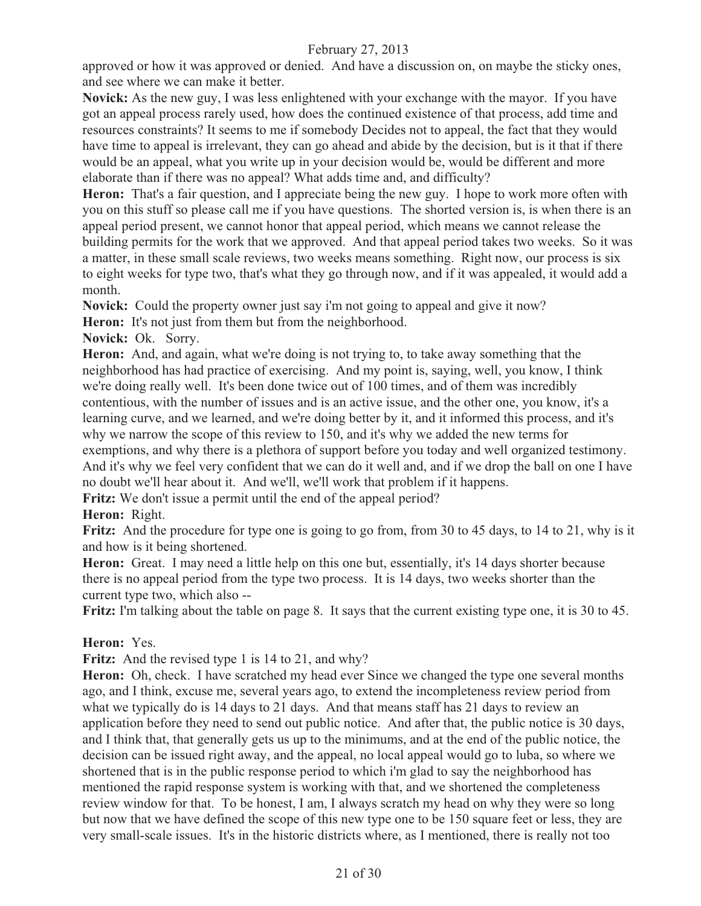approved or how it was approved or denied. And have a discussion on, on maybe the sticky ones, and see where we can make it better.

**Novick:** As the new guy, I was less enlightened with your exchange with the mayor. If you have got an appeal process rarely used, how does the continued existence of that process, add time and resources constraints? It seems to me if somebody Decides not to appeal, the fact that they would have time to appeal is irrelevant, they can go ahead and abide by the decision, but is it that if there would be an appeal, what you write up in your decision would be, would be different and more elaborate than if there was no appeal? What adds time and, and difficulty?

**Heron:** That's a fair question, and I appreciate being the new guy. I hope to work more often with you on this stuff so please call me if you have questions. The shorted version is, is when there is an appeal period present, we cannot honor that appeal period, which means we cannot release the building permits for the work that we approved. And that appeal period takes two weeks. So it was a matter, in these small scale reviews, two weeks means something. Right now, our process is six to eight weeks for type two, that's what they go through now, and if it was appealed, it would add a month.

**Novick:** Could the property owner just say i'm not going to appeal and give it now?

**Heron:** It's not just from them but from the neighborhood.

**Novick:** Ok. Sorry.

**Heron:** And, and again, what we're doing is not trying to, to take away something that the neighborhood has had practice of exercising. And my point is, saying, well, you know, I think we're doing really well. It's been done twice out of 100 times, and of them was incredibly contentious, with the number of issues and is an active issue, and the other one, you know, it's a learning curve, and we learned, and we're doing better by it, and it informed this process, and it's why we narrow the scope of this review to 150, and it's why we added the new terms for exemptions, and why there is a plethora of support before you today and well organized testimony. And it's why we feel very confident that we can do it well and, and if we drop the ball on one I have no doubt we'll hear about it. And we'll, we'll work that problem if it happens.

**Fritz:** We don't issue a permit until the end of the appeal period?

**Heron:** Right.

**Fritz:** And the procedure for type one is going to go from, from 30 to 45 days, to 14 to 21, why is it and how is it being shortened.

**Heron:** Great. I may need a little help on this one but, essentially, it's 14 days shorter because there is no appeal period from the type two process. It is 14 days, two weeks shorter than the current type two, which also --

**Fritz:** I'm talking about the table on page 8. It says that the current existing type one, it is 30 to 45.

**Heron:** Yes.

**Fritz:** And the revised type 1 is 14 to 21, and why?

**Heron:** Oh, check. I have scratched my head ever Since we changed the type one several months ago, and I think, excuse me, several years ago, to extend the incompleteness review period from what we typically do is 14 days to 21 days. And that means staff has 21 days to review an application before they need to send out public notice. And after that, the public notice is 30 days, and I think that, that generally gets us up to the minimums, and at the end of the public notice, the decision can be issued right away, and the appeal, no local appeal would go to luba, so where we shortened that is in the public response period to which i'm glad to say the neighborhood has mentioned the rapid response system is working with that, and we shortened the completeness review window for that. To be honest, I am, I always scratch my head on why they were so long but now that we have defined the scope of this new type one to be 150 square feet or less, they are very small-scale issues. It's in the historic districts where, as I mentioned, there is really not too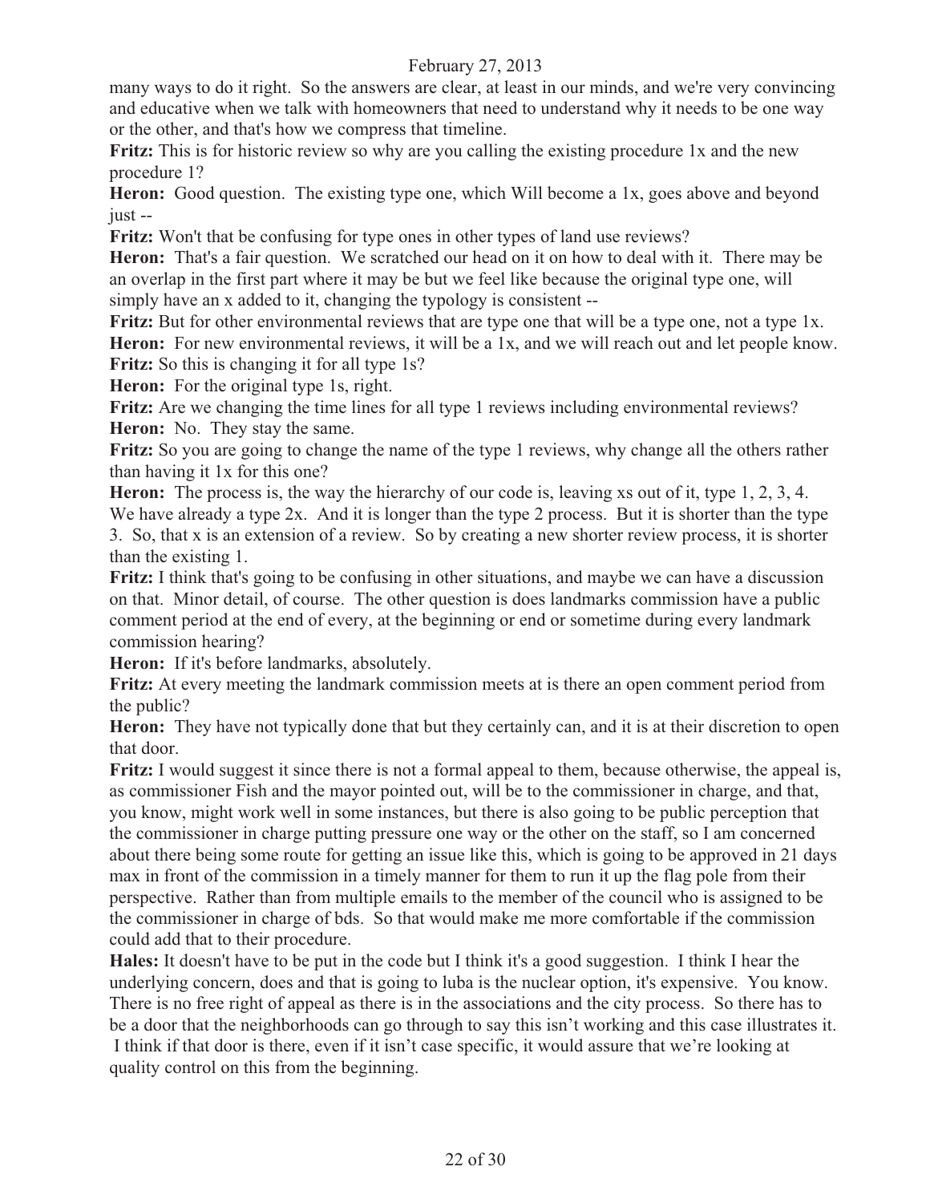many ways to do it right. So the answers are clear, at least in our minds, and we're very convincing and educative when we talk with homeowners that need to understand why it needs to be one way or the other, and that's how we compress that timeline.

**Fritz:** This is for historic review so why are you calling the existing procedure 1x and the new procedure 1?

**Heron:** Good question. The existing type one, which Will become a 1x, goes above and beyond just --

**Fritz:** Won't that be confusing for type ones in other types of land use reviews?

**Heron:** That's a fair question. We scratched our head on it on how to deal with it. There may be an overlap in the first part where it may be but we feel like because the original type one, will simply have an x added to it, changing the typology is consistent --

**Fritz:** But for other environmental reviews that are type one that will be a type one, not a type 1x.

**Heron:** For new environmental reviews, it will be a 1x, and we will reach out and let people know.

**Fritz:** So this is changing it for all type 1s?

**Heron:** For the original type 1s, right.

**Fritz:** Are we changing the time lines for all type 1 reviews including environmental reviews?

**Heron:** No. They stay the same.

**Fritz:** So you are going to change the name of the type 1 reviews, why change all the others rather than having it 1x for this one?

**Heron:** The process is, the way the hierarchy of our code is, leaving xs out of it, type 1, 2, 3, 4. We have already a type 2x. And it is longer than the type 2 process. But it is shorter than the type 3. So, that x is an extension of a review. So by creating a new shorter review process, it is shorter than the existing 1.

**Fritz:** I think that's going to be confusing in other situations, and maybe we can have a discussion on that. Minor detail, of course. The other question is does landmarks commission have a public comment period at the end of every, at the beginning or end or sometime during every landmark commission hearing?

**Heron:** If it's before landmarks, absolutely.

**Fritz:** At every meeting the landmark commission meets at is there an open comment period from the public?

**Heron:** They have not typically done that but they certainly can, and it is at their discretion to open that door.

**Fritz:** I would suggest it since there is not a formal appeal to them, because otherwise, the appeal is, as commissioner Fish and the mayor pointed out, will be to the commissioner in charge, and that, you know, might work well in some instances, but there is also going to be public perception that the commissioner in charge putting pressure one way or the other on the staff, so I am concerned about there being some route for getting an issue like this, which is going to be approved in 21 days max in front of the commission in a timely manner for them to run it up the flag pole from their perspective. Rather than from multiple emails to the member of the council who is assigned to be the commissioner in charge of bds. So that would make me more comfortable if the commission could add that to their procedure.

**Hales:** It doesn't have to be put in the code but I think it's a good suggestion. I think I hear the underlying concern, does and that is going to luba is the nuclear option, it's expensive. You know. There is no free right of appeal as there is in the associations and the city process. So there has to be a door that the neighborhoods can go through to say this isn't working and this case illustrates it. I think if that door is there, even if it isn't case specific, it would assure that we're looking at quality control on this from the beginning.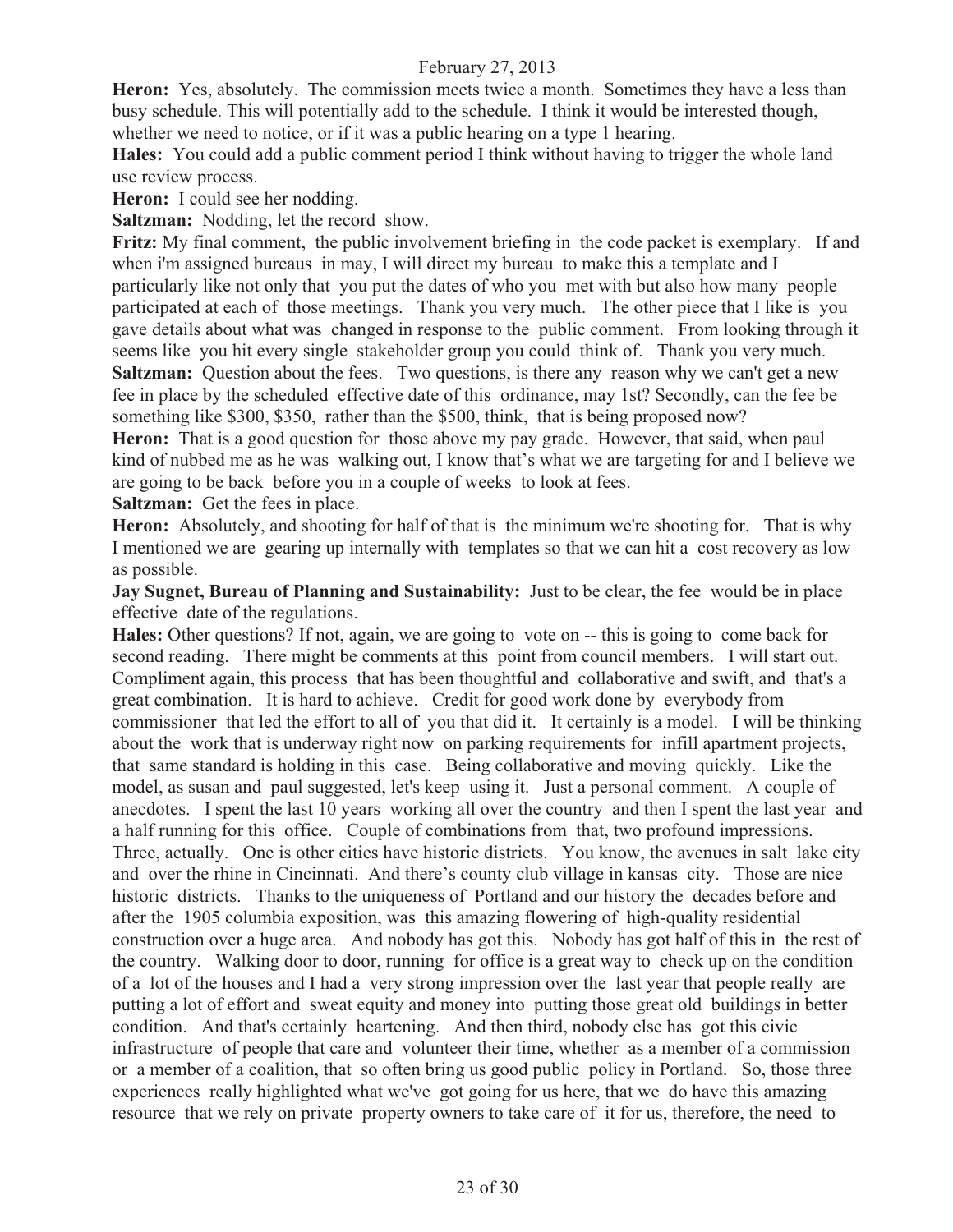**Heron:** Yes, absolutely. The commission meets twice a month. Sometimes they have a less than busy schedule. This will potentially add to the schedule. I think it would be interested though, whether we need to notice, or if it was a public hearing on a type 1 hearing.

**Hales:** You could add a public comment period I think without having to trigger the whole land use review process.

**Heron:** I could see her nodding.

**Saltzman:** Nodding, let the record show.

**Fritz:** My final comment, the public involvement briefing in the code packet is exemplary. If and when i'm assigned bureaus in may, I will direct my bureau to make this a template and I particularly like not only that you put the dates of who you met with but also how many people participated at each of those meetings. Thank you very much. The other piece that I like is you gave details about what was changed in response to the public comment. From looking through it seems like you hit every single stakeholder group you could think of. Thank you very much.

**Saltzman:** Question about the fees. Two questions, is there any reason why we can't get a new fee in place by the scheduled effective date of this ordinance, may 1st? Secondly, can the fee be something like $300, $350, rather than the $500, think, that is being proposed now?

**Heron:** That is a good question for those above my pay grade. However, that said, when paul kind of nubbed me as he was walking out, I know that's what we are targeting for and I believe we are going to be back before you in a couple of weeks to look at fees.

**Saltzman:** Get the fees in place.

**Heron:** Absolutely, and shooting for half of that is the minimum we're shooting for. That is why I mentioned we are gearing up internally with templates so that we can hit a cost recovery as low as possible.

**Jay Sugnet, Bureau of Planning and Sustainability:** Just to be clear, the fee would be in place effective date of the regulations.

**Hales:** Other questions? If not, again, we are going to vote on -- this is going to come back for second reading. There might be comments at this point from council members. I will start out. Compliment again, this process that has been thoughtful and collaborative and swift, and that's a great combination. It is hard to achieve. Credit for good work done by everybody from commissioner that led the effort to all of you that did it. It certainly is a model. I will be thinking about the work that is underway right now on parking requirements for infill apartment projects, that same standard is holding in this case. Being collaborative and moving quickly. Like the model, as susan and paul suggested, let's keep using it. Just a personal comment. A couple of anecdotes. I spent the last 10 years working all over the country and then I spent the last year and a half running for this office. Couple of combinations from that, two profound impressions. Three, actually. One is other cities have historic districts. You know, the avenues in salt lake city and over the rhine in Cincinnati. And there's county club village in kansas city. Those are nice historic districts. Thanks to the uniqueness of Portland and our history the decades before and after the 1905 columbia exposition, was this amazing flowering of high-quality residential construction over a huge area. And nobody has got this. Nobody has got half of this in the rest of the country. Walking door to door, running for office is a great way to check up on the condition of a lot of the houses and I had a very strong impression over the last year that people really are putting a lot of effort and sweat equity and money into putting those great old buildings in better condition. And that's certainly heartening. And then third, nobody else has got this civic infrastructure of people that care and volunteer their time, whether as a member of a commission or a member of a coalition, that so often bring us good public policy in Portland. So, those three experiences really highlighted what we've got going for us here, that we do have this amazing resource that we rely on private property owners to take care of it for us, therefore, the need to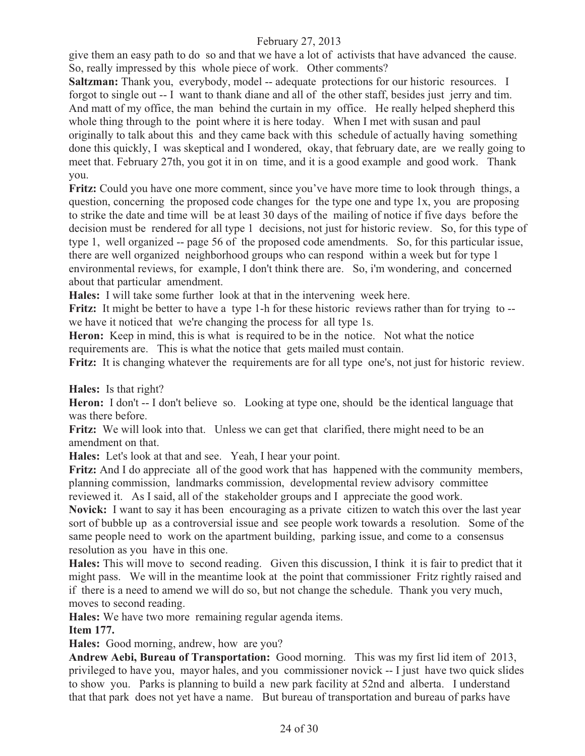give them an easy path to do so and that we have a lot of activists that have advanced the cause. So, really impressed by this whole piece of work. Other comments?

**Saltzman:** Thank you, everybody, model -- adequate protections for our historic resources. I forgot to single out -- I want to thank diane and all of the other staff, besides just jerry and tim. And matt of my office, the man behind the curtain in my office. He really helped shepherd this whole thing through to the point where it is here today. When I met with susan and paul originally to talk about this and they came back with this schedule of actually having something done this quickly, I was skeptical and I wondered, okay, that february date, are we really going to meet that. February 27th, you got it in on time, and it is a good example and good work. Thank you.

**Fritz:** Could you have one more comment, since you've have more time to look through things, a question, concerning the proposed code changes for the type one and type 1x, you are proposing to strike the date and time will be at least 30 days of the mailing of notice if five days before the decision must be rendered for all type 1 decisions, not just for historic review. So, for this type of type 1, well organized -- page 56 of the proposed code amendments. So, for this particular issue, there are well organized neighborhood groups who can respond within a week but for type 1 environmental reviews, for example, I don't think there are. So, i'm wondering, and concerned about that particular amendment.

**Hales:** I will take some further look at that in the intervening week here.

**Fritz:** It might be better to have a type 1-h for these historic reviews rather than for trying to -- we have it noticed that we're changing the process for all type 1s.

**Heron:** Keep in mind, this is what is required to be in the notice. Not what the notice requirements are. This is what the notice that gets mailed must contain.

**Fritz:** It is changing whatever the requirements are for all type one's, not just for historic review.

**Hales:** Is that right?

**Heron:** I don't -- I don't believe so. Looking at type one, should be the identical language that was there before.

**Fritz:** We will look into that. Unless we can get that clarified, there might need to be an amendment on that.

**Hales:** Let's look at that and see. Yeah, I hear your point.

**Fritz:** And I do appreciate all of the good work that has happened with the community members, planning commission, landmarks commission, developmental review advisory committee reviewed it. As I said, all of the stakeholder groups and I appreciate the good work.

**Novick:** I want to say it has been encouraging as a private citizen to watch this over the last year sort of bubble up as a controversial issue and see people work towards a resolution. Some of the same people need to work on the apartment building, parking issue, and come to a consensus resolution as you have in this one.

**Hales:** This will move to second reading. Given this discussion, I think it is fair to predict that it might pass. We will in the meantime look at the point that commissioner Fritz rightly raised and if there is a need to amend we will do so, but not change the schedule. Thank you very much, moves to second reading.

**Hales:** We have two more remaining regular agenda items.

**Item 177.**

**Hales:** Good morning, andrew, how are you?

**Andrew Aebi, Bureau of Transportation:** Good morning. This was my first lid item of 2013, privileged to have you, mayor hales, and you commissioner novick -- I just have two quick slides to show you. Parks is planning to build a new park facility at 52nd and alberta. I understand that that park does not yet have a name. But bureau of transportation and bureau of parks have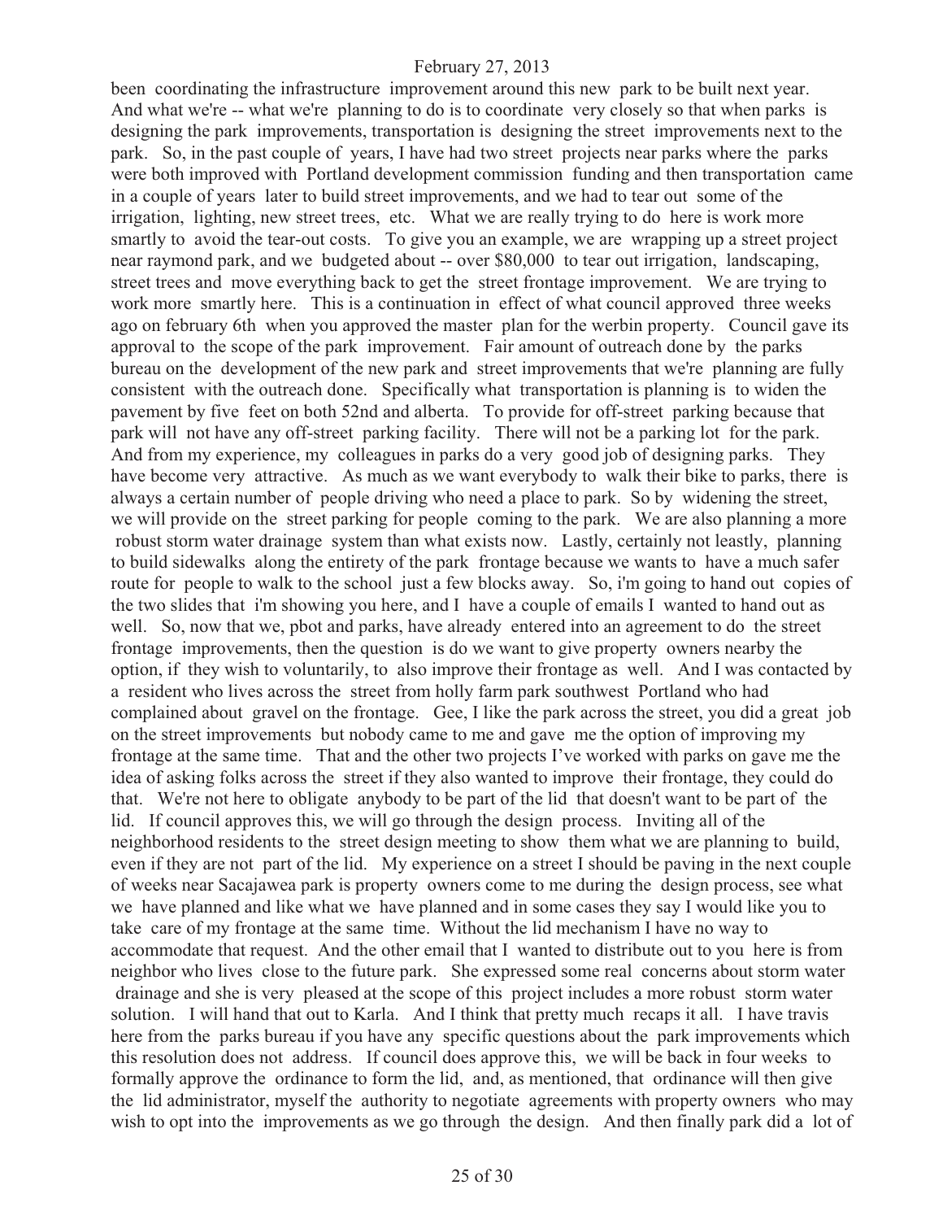been coordinating the infrastructure improvement around this new park to be built next year. And what we're -- what we're planning to do is to coordinate very closely so that when parks is designing the park improvements, transportation is designing the street improvements next to the park. So, in the past couple of years, I have had two street projects near parks where the parks were both improved with Portland development commission funding and then transportation came in a couple of years later to build street improvements, and we had to tear out some of the irrigation, lighting, new street trees, etc. What we are really trying to do here is work more smartly to avoid the tear-out costs. To give you an example, we are wrapping up a street project near raymond park, and we budgeted about -- over $80,000 to tear out irrigation, landscaping, street trees and move everything back to get the street frontage improvement. We are trying to work more smartly here. This is a continuation in effect of what council approved three weeks ago on february 6th when you approved the master plan for the werbin property. Council gave its approval to the scope of the park improvement. Fair amount of outreach done by the parks bureau on the development of the new park and street improvements that we're planning are fully consistent with the outreach done. Specifically what transportation is planning is to widen the pavement by five feet on both 52nd and alberta. To provide for off-street parking because that park will not have any off-street parking facility. There will not be a parking lot for the park. And from my experience, my colleagues in parks do a very good job of designing parks. They have become very attractive. As much as we want everybody to walk their bike to parks, there is always a certain number of people driving who need a place to park. So by widening the street, we will provide on the street parking for people coming to the park. We are also planning a more robust storm water drainage system than what exists now. Lastly, certainly not leastly, planning to build sidewalks along the entirety of the park frontage because we wants to have a much safer route for people to walk to the school just a few blocks away. So, i'm going to hand out copies of the two slides that i'm showing you here, and I have a couple of emails I wanted to hand out as well. So, now that we, pbot and parks, have already entered into an agreement to do the street frontage improvements, then the question is do we want to give property owners nearby the option, if they wish to voluntarily, to also improve their frontage as well. And I was contacted by a resident who lives across the street from holly farm park southwest Portland who had complained about gravel on the frontage. Gee, I like the park across the street, you did a great job on the street improvements but nobody came to me and gave me the option of improving my frontage at the same time. That and the other two projects I've worked with parks on gave me the idea of asking folks across the street if they also wanted to improve their frontage, they could do that. We're not here to obligate anybody to be part of the lid that doesn't want to be part of the lid. If council approves this, we will go through the design process. Inviting all of the neighborhood residents to the street design meeting to show them what we are planning to build, even if they are not part of the lid. My experience on a street I should be paving in the next couple of weeks near Sacajawea park is property owners come to me during the design process, see what we have planned and like what we have planned and in some cases they say I would like you to take care of my frontage at the same time. Without the lid mechanism I have no way to accommodate that request. And the other email that I wanted to distribute out to you here is from neighbor who lives close to the future park. She expressed some real concerns about storm water drainage and she is very pleased at the scope of this project includes a more robust storm water solution. I will hand that out to Karla. And I think that pretty much recaps it all. I have travis here from the parks bureau if you have any specific questions about the park improvements which this resolution does not address. If council does approve this, we will be back in four weeks to formally approve the ordinance to form the lid, and, as mentioned, that ordinance will then give the lid administrator, myself the authority to negotiate agreements with property owners who may wish to opt into the improvements as we go through the design. And then finally park did a lot of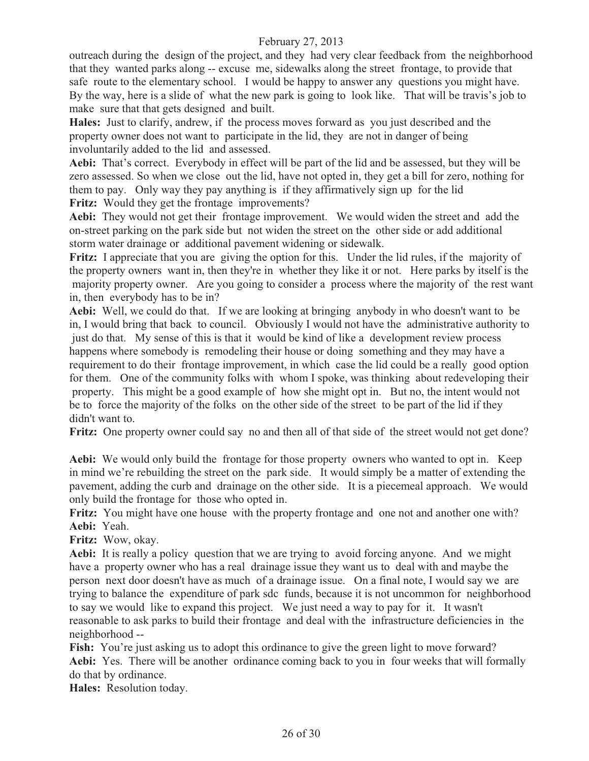outreach during the design of the project, and they had very clear feedback from the neighborhood that they wanted parks along -- excuse me, sidewalks along the street frontage, to provide that safe route to the elementary school. I would be happy to answer any questions you might have. By the way, here is a slide of what the new park is going to look like. That will be travis's job to make sure that that gets designed and built.

**Hales:** Just to clarify, andrew, if the process moves forward as you just described and the property owner does not want to participate in the lid, they are not in danger of being involuntarily added to the lid and assessed.

**Aebi:** That's correct. Everybody in effect will be part of the lid and be assessed, but they will be zero assessed. So when we close out the lid, have not opted in, they get a bill for zero, nothing for them to pay. Only way they pay anything is if they affirmatively sign up for the lid

**Fritz:** Would they get the frontage improvements?

**Aebi:** They would not get their frontage improvement. We would widen the street and add the on-street parking on the park side but not widen the street on the other side or add additional storm water drainage or additional pavement widening or sidewalk.

**Fritz:** I appreciate that you are giving the option for this. Under the lid rules, if the majority of the property owners want in, then they're in whether they like it or not. Here parks by itself is the majority property owner. Are you going to consider a process where the majority of the rest want in, then everybody has to be in?

**Aebi:** Well, we could do that. If we are looking at bringing anybody in who doesn't want to be in, I would bring that back to council. Obviously I would not have the administrative authority to just do that. My sense of this is that it would be kind of like a development review process happens where somebody is remodeling their house or doing something and they may have a requirement to do their frontage improvement, in which case the lid could be a really good option for them. One of the community folks with whom I spoke, was thinking about redeveloping their property. This might be a good example of how she might opt in. But no, the intent would not be to force the majority of the folks on the other side of the street to be part of the lid if they didn't want to.

**Fritz:** One property owner could say no and then all of that side of the street would not get done?

**Aebi:** We would only build the frontage for those property owners who wanted to opt in. Keep in mind we're rebuilding the street on the park side. It would simply be a matter of extending the pavement, adding the curb and drainage on the other side. It is a piecemeal approach. We would only build the frontage for those who opted in.

**Fritz:** You might have one house with the property frontage and one not and another one with?

**Aebi:** Yeah.

**Fritz:** Wow, okay.

**Aebi:** It is really a policy question that we are trying to avoid forcing anyone. And we might have a property owner who has a real drainage issue they want us to deal with and maybe the person next door doesn't have as much of a drainage issue. On a final note, I would say we are trying to balance the expenditure of park sdc funds, because it is not uncommon for neighborhood to say we would like to expand this project. We just need a way to pay for it. It wasn't reasonable to ask parks to build their frontage and deal with the infrastructure deficiencies in the neighborhood --

**Fish:** You're just asking us to adopt this ordinance to give the green light to move forward?

**Aebi:** Yes. There will be another ordinance coming back to you in four weeks that will formally do that by ordinance.

**Hales:** Resolution today.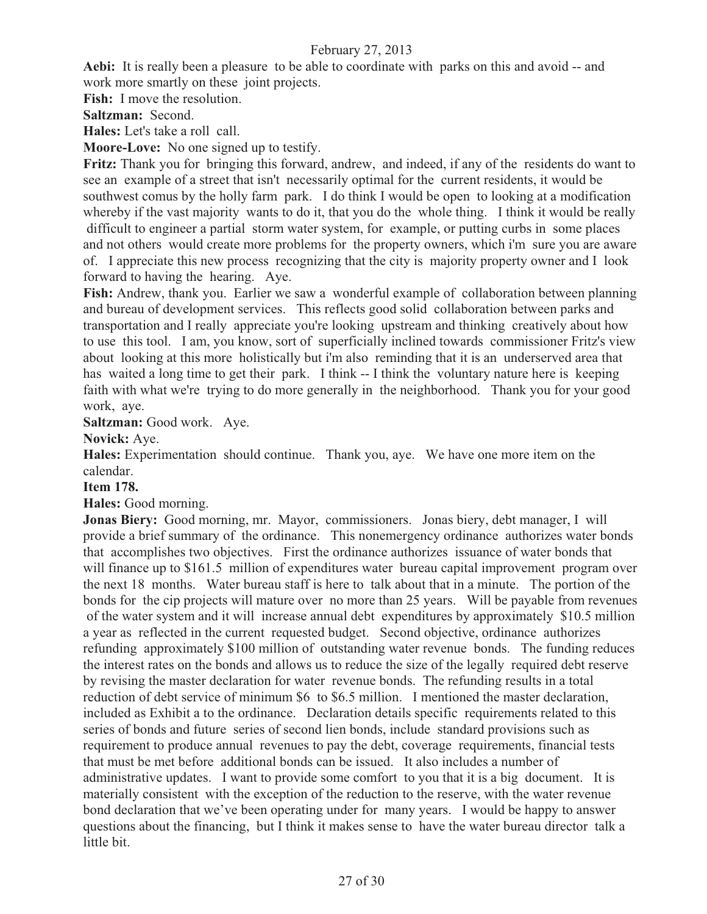**Aebi:** It is really been a pleasure to be able to coordinate with parks on this and avoid -- and work more smartly on these joint projects.

**Fish:** I move the resolution.

**Saltzman:** Second.

**Hales:** Let's take a roll call.

**Moore-Love:** No one signed up to testify.

**Fritz:** Thank you for bringing this forward, andrew, and indeed, if any of the residents do want to see an example of a street that isn't necessarily optimal for the current residents, it would be southwest comus by the holly farm park. I do think I would be open to looking at a modification whereby if the vast majority wants to do it, that you do the whole thing. I think it would be really difficult to engineer a partial storm water system, for example, or putting curbs in some places and not others would create more problems for the property owners, which i'm sure you are aware of. I appreciate this new process recognizing that the city is majority property owner and I look forward to having the hearing. Aye.

**Fish:** Andrew, thank you. Earlier we saw a wonderful example of collaboration between planning and bureau of development services. This reflects good solid collaboration between parks and transportation and I really appreciate you're looking upstream and thinking creatively about how to use this tool. I am, you know, sort of superficially inclined towards commissioner Fritz's view about looking at this more holistically but i'm also reminding that it is an underserved area that has waited a long time to get their park. I think -- I think the voluntary nature here is keeping faith with what we're trying to do more generally in the neighborhood. Thank you for your good work, aye.

**Saltzman:** Good work. Aye.

**Novick:** Aye.

**Hales:** Experimentation should continue. Thank you, aye. We have one more item on the calendar.

**Item 178.**

**Hales:** Good morning.

**Jonas Biery:** Good morning, mr. Mayor, commissioners. Jonas biery, debt manager, I will provide a brief summary of the ordinance. This nonemergency ordinance authorizes water bonds that accomplishes two objectives. First the ordinance authorizes issuance of water bonds that will finance up to $161.5 million of expenditures water bureau capital improvement program over the next 18 months. Water bureau staff is here to talk about that in a minute. The portion of the bonds for the cip projects will mature over no more than 25 years. Will be payable from revenues of the water system and it will increase annual debt expenditures by approximately $10.5 million a year as reflected in the current requested budget. Second objective, ordinance authorizes refunding approximately $100 million of outstanding water revenue bonds. The funding reduces the interest rates on the bonds and allows us to reduce the size of the legally required debt reserve by revising the master declaration for water revenue bonds. The refunding results in a total reduction of debt service of minimum $6 to $6.5 million. I mentioned the master declaration, included as Exhibit a to the ordinance. Declaration details specific requirements related to this series of bonds and future series of second lien bonds, include standard provisions such as requirement to produce annual revenues to pay the debt, coverage requirements, financial tests that must be met before additional bonds can be issued. It also includes a number of administrative updates. I want to provide some comfort to you that it is a big document. It is materially consistent with the exception of the reduction to the reserve, with the water revenue bond declaration that we've been operating under for many years. I would be happy to answer questions about the financing, but I think it makes sense to have the water bureau director talk a little bit.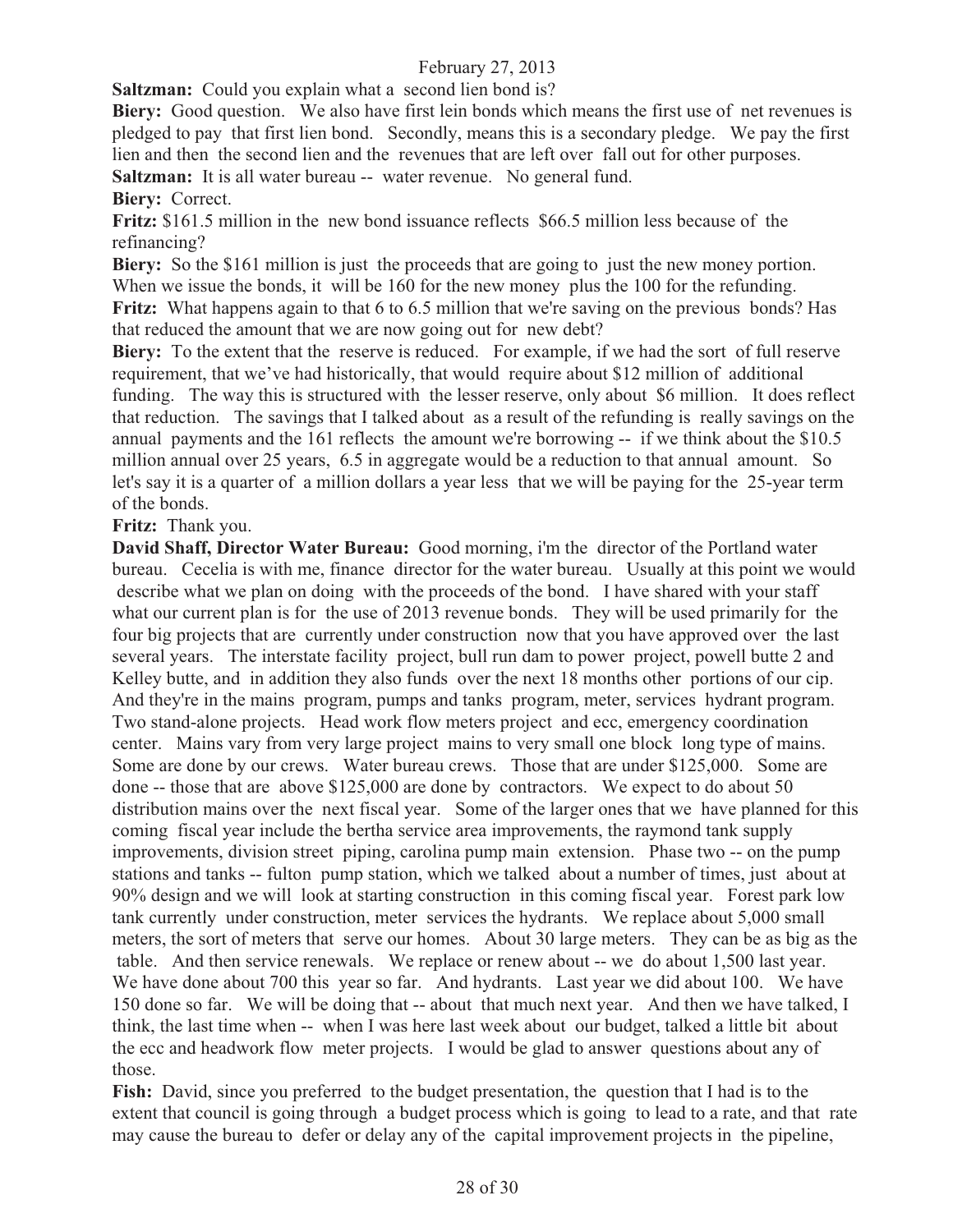February 27, 2013

**Saltzman:** Could you explain what a second lien bond is?

**Biery:** Good question. We also have first lein bonds which means the first use of net revenues is pledged to pay that first lien bond. Secondly, means this is a secondary pledge. We pay the first lien and then the second lien and the revenues that are left over fall out for other purposes.

**Saltzman:** It is all water bureau -- water revenue. No general fund.

**Biery:** Correct.

**Fritz:** $161.5 million in the new bond issuance reflects $66.5 million less because of the refinancing?

**Biery:** So the $161 million is just the proceeds that are going to just the new money portion. When we issue the bonds, it will be 160 for the new money plus the 100 for the refunding.

**Fritz:** What happens again to that 6 to 6.5 million that we're saving on the previous bonds? Has that reduced the amount that we are now going out for new debt?

**Biery:** To the extent that the reserve is reduced. For example, if we had the sort of full reserve requirement, that we've had historically, that would require about $12 million of additional funding. The way this is structured with the lesser reserve, only about $6 million. It does reflect that reduction. The savings that I talked about as a result of the refunding is really savings on the annual payments and the 161 reflects the amount we're borrowing -- if we think about the $10.5 million annual over 25 years, 6.5 in aggregate would be a reduction to that annual amount. So let's say it is a quarter of a million dollars a year less that we will be paying for the 25-year term of the bonds.

**Fritz:** Thank you.

**David Shaff, Director Water Bureau:** Good morning, i'm the director of the Portland water bureau. Cecelia is with me, finance director for the water bureau. Usually at this point we would describe what we plan on doing with the proceeds of the bond. I have shared with your staff what our current plan is for the use of 2013 revenue bonds. They will be used primarily for the four big projects that are currently under construction now that you have approved over the last several years. The interstate facility project, bull run dam to power project, powell butte 2 and Kelley butte, and in addition they also funds over the next 18 months other portions of our cip. And they're in the mains program, pumps and tanks program, meter, services hydrant program. Two stand-alone projects. Head work flow meters project and ecc, emergency coordination center. Mains vary from very large project mains to very small one block long type of mains. Some are done by our crews. Water bureau crews. Those that are under $125,000. Some are done -- those that are above $125,000 are done by contractors. We expect to do about 50 distribution mains over the next fiscal year. Some of the larger ones that we have planned for this coming fiscal year include the bertha service area improvements, the raymond tank supply improvements, division street piping, carolina pump main extension. Phase two -- on the pump stations and tanks -- fulton pump station, which we talked about a number of times, just about at 90% design and we will look at starting construction in this coming fiscal year. Forest park low tank currently under construction, meter services the hydrants. We replace about 5,000 small meters, the sort of meters that serve our homes. About 30 large meters. They can be as big as the table. And then service renewals. We replace or renew about -- we do about 1,500 last year. We have done about 700 this year so far. And hydrants. Last year we did about 100. We have 150 done so far. We will be doing that -- about that much next year. And then we have talked, I think, the last time when -- when I was here last week about our budget, talked a little bit about the ecc and headwork flow meter projects. I would be glad to answer questions about any of those.

**Fish:** David, since you preferred to the budget presentation, the question that I had is to the extent that council is going through a budget process which is going to lead to a rate, and that rate may cause the bureau to defer or delay any of the capital improvement projects in the pipeline,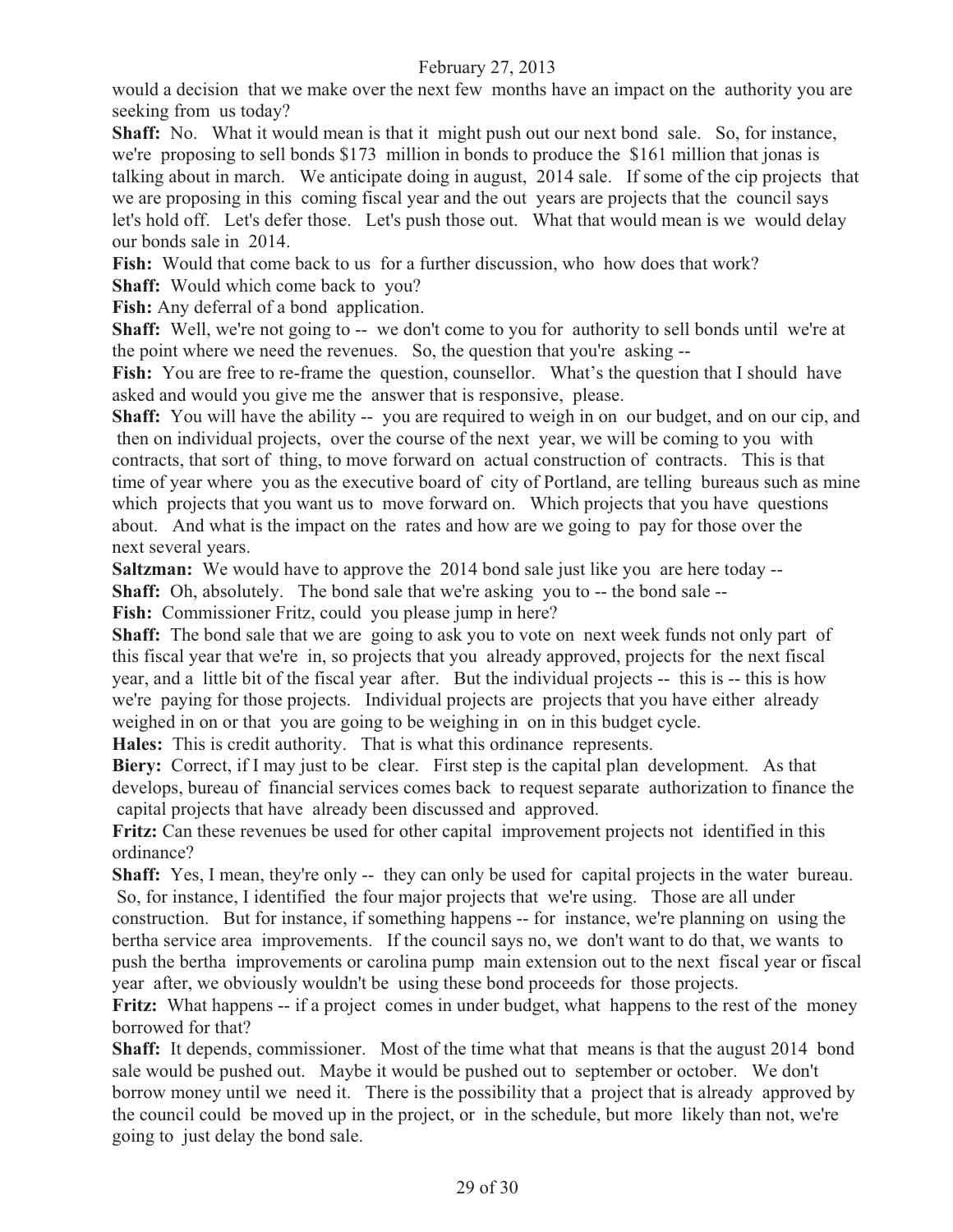would a decision that we make over the next few months have an impact on the authority you are seeking from us today?

**Shaff:** No. What it would mean is that it might push out our next bond sale. So, for instance, we're proposing to sell bonds $173 million in bonds to produce the $161 million that jonas is talking about in march. We anticipate doing in august, 2014 sale. If some of the cip projects that we are proposing in this coming fiscal year and the out years are projects that the council says let's hold off. Let's defer those. Let's push those out. What that would mean is we would delay our bonds sale in 2014.

**Fish:** Would that come back to us for a further discussion, who how does that work?

**Shaff:** Would which come back to you?

**Fish:** Any deferral of a bond application.

**Shaff:** Well, we're not going to -- we don't come to you for authority to sell bonds until we're at the point where we need the revenues. So, the question that you're asking --

**Fish:** You are free to re-frame the question, counsellor. What's the question that I should have asked and would you give me the answer that is responsive, please.

**Shaff:** You will have the ability -- you are required to weigh in on our budget, and on our cip, and then on individual projects, over the course of the next year, we will be coming to you with contracts, that sort of thing, to move forward on actual construction of contracts. This is that time of year where you as the executive board of city of Portland, are telling bureaus such as mine which projects that you want us to move forward on. Which projects that you have questions about. And what is the impact on the rates and how are we going to pay for those over the next several years.

**Saltzman:** We would have to approve the 2014 bond sale just like you are here today --

**Shaff:** Oh, absolutely. The bond sale that we're asking you to -- the bond sale --

**Fish:** Commissioner Fritz, could you please jump in here?

**Shaff:** The bond sale that we are going to ask you to vote on next week funds not only part of this fiscal year that we're in, so projects that you already approved, projects for the next fiscal year, and a little bit of the fiscal year after. But the individual projects -- this is -- this is how we're paying for those projects. Individual projects are projects that you have either already weighed in on or that you are going to be weighing in on in this budget cycle.

**Hales:** This is credit authority. That is what this ordinance represents.

**Biery:** Correct, if I may just to be clear. First step is the capital plan development. As that develops, bureau of financial services comes back to request separate authorization to finance the capital projects that have already been discussed and approved.

**Fritz:** Can these revenues be used for other capital improvement projects not identified in this ordinance?

**Shaff:** Yes, I mean, they're only -- they can only be used for capital projects in the water bureau. So, for instance, I identified the four major projects that we're using. Those are all under construction. But for instance, if something happens -- for instance, we're planning on using the bertha service area improvements. If the council says no, we don't want to do that, we wants to push the bertha improvements or carolina pump main extension out to the next fiscal year or fiscal year after, we obviously wouldn't be using these bond proceeds for those projects.

**Fritz:** What happens -- if a project comes in under budget, what happens to the rest of the money borrowed for that?

**Shaff:** It depends, commissioner. Most of the time what that means is that the august 2014 bond sale would be pushed out. Maybe it would be pushed out to september or october. We don't borrow money until we need it. There is the possibility that a project that is already approved by the council could be moved up in the project, or in the schedule, but more likely than not, we're going to just delay the bond sale.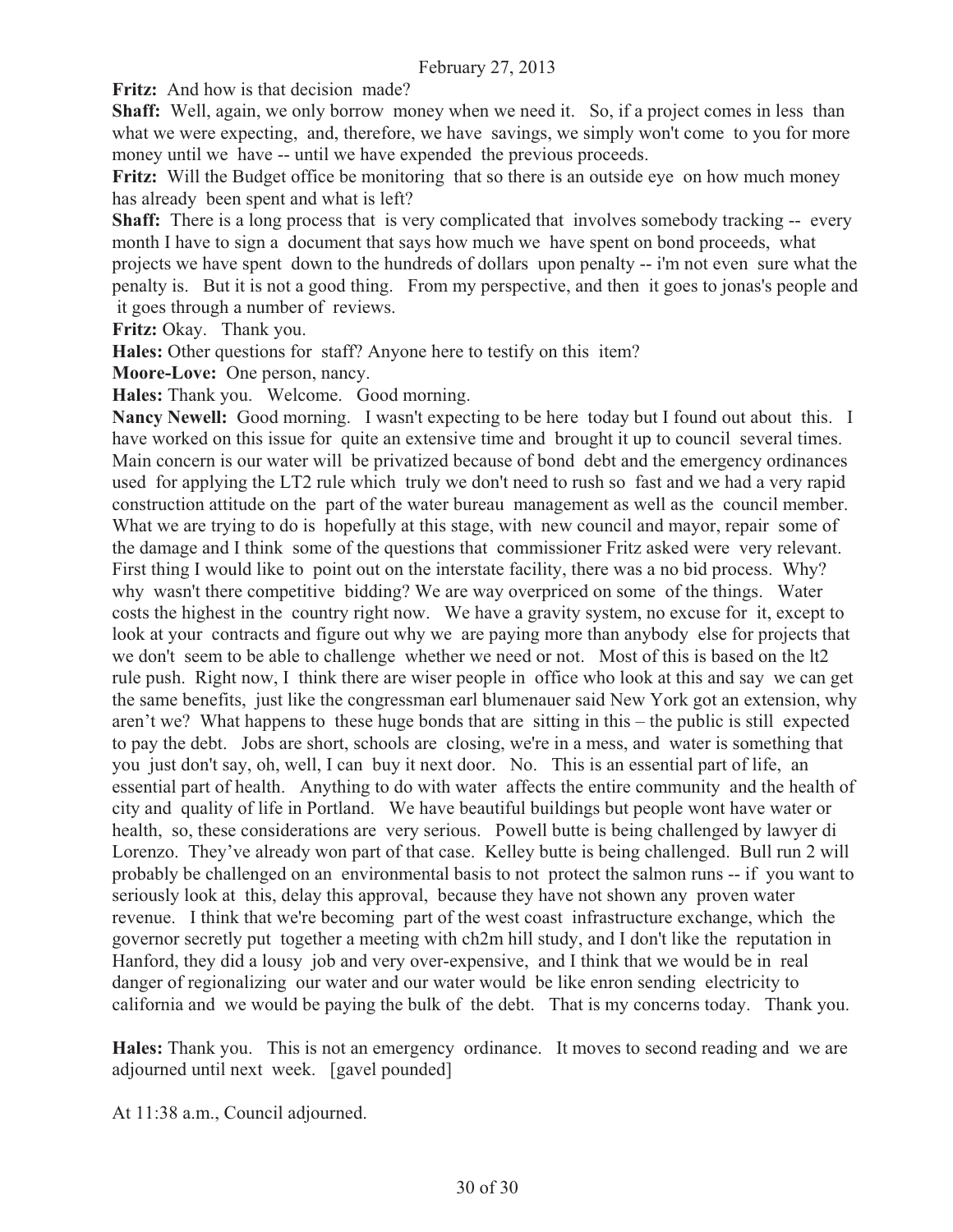February 27, 2013

**Fritz:** And how is that decision made?

**Shaff:** Well, again, we only borrow money when we need it. So, if a project comes in less than what we were expecting, and, therefore, we have savings, we simply won't come to you for more money until we have -- until we have expended the previous proceeds.

**Fritz:** Will the Budget office be monitoring that so there is an outside eye on how much money has already been spent and what is left?

**Shaff:** There is a long process that is very complicated that involves somebody tracking -- every month I have to sign a document that says how much we have spent on bond proceeds, what projects we have spent down to the hundreds of dollars upon penalty -- i'm not even sure what the penalty is. But it is not a good thing. From my perspective, and then it goes to jonas's people and it goes through a number of reviews.

**Fritz:** Okay. Thank you.

**Hales:** Other questions for staff? Anyone here to testify on this item?

**Moore-Love:** One person, nancy.

**Hales:** Thank you. Welcome. Good morning.

**Nancy Newell:** Good morning. I wasn't expecting to be here today but I found out about this. I have worked on this issue for quite an extensive time and brought it up to council several times. Main concern is our water will be privatized because of bond debt and the emergency ordinances used for applying the LT2 rule which truly we don't need to rush so fast and we had a very rapid construction attitude on the part of the water bureau management as well as the council member. What we are trying to do is hopefully at this stage, with new council and mayor, repair some of the damage and I think some of the questions that commissioner Fritz asked were very relevant. First thing I would like to point out on the interstate facility, there was a no bid process. Why? why wasn't there competitive bidding? We are way overpriced on some of the things. Water costs the highest in the country right now. We have a gravity system, no excuse for it, except to look at your contracts and figure out why we are paying more than anybody else for projects that we don't seem to be able to challenge whether we need or not. Most of this is based on the lt2 rule push. Right now, I think there are wiser people in office who look at this and say we can get the same benefits, just like the congressman earl blumenauer said New York got an extension, why aren't we? What happens to these huge bonds that are sitting in this – the public is still expected to pay the debt. Jobs are short, schools are closing, we're in a mess, and water is something that you just don't say, oh, well, I can buy it next door. No. This is an essential part of life, an essential part of health. Anything to do with water affects the entire community and the health of city and quality of life in Portland. We have beautiful buildings but people wont have water or health, so, these considerations are very serious. Powell butte is being challenged by lawyer di Lorenzo. They've already won part of that case. Kelley butte is being challenged. Bull run 2 will probably be challenged on an environmental basis to not protect the salmon runs -- if you want to seriously look at this, delay this approval, because they have not shown any proven water revenue. I think that we're becoming part of the west coast infrastructure exchange, which the governor secretly put together a meeting with ch2m hill study, and I don't like the reputation in Hanford, they did a lousy job and very over-expensive, and I think that we would be in real danger of regionalizing our water and our water would be like enron sending electricity to california and we would be paying the bulk of the debt. That is my concerns today. Thank you.

**Hales:** Thank you. This is not an emergency ordinance. It moves to second reading and we are adjourned until next week. [gavel pounded]

At 11:38 a.m., Council adjourned.